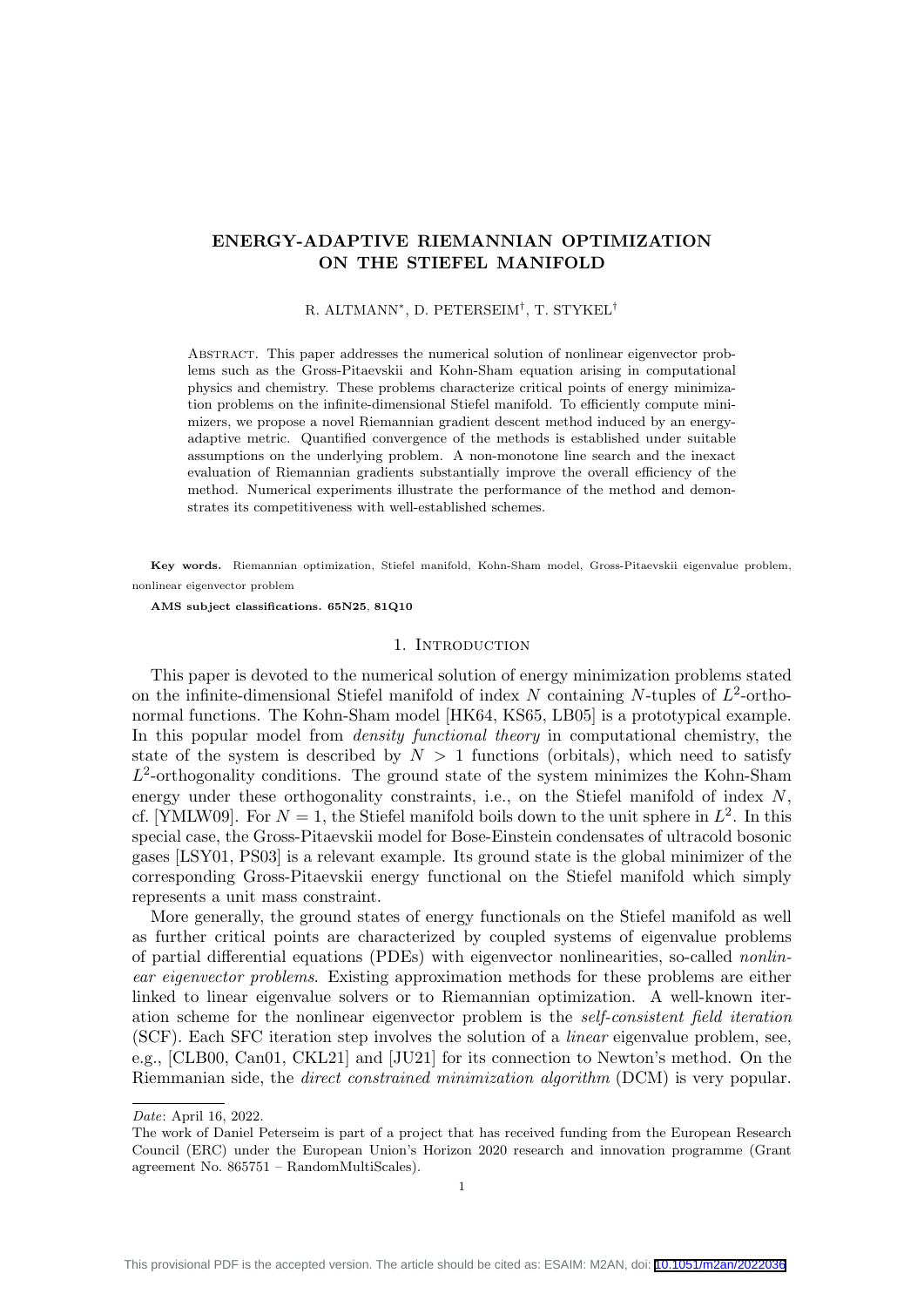# ENERGY-ADAPTIVE RIEMANNIAN OPTIMIZATION ON THE STIEFEL MANIFOLD

R. ALTMANN*, D. PETERSEIM†, T. STYKEL†

Abstract. This paper addresses the numerical solution of nonlinear eigenvector problems such as the Gross-Pitaevskii and Kohn-Sham equation arising in computational physics and chemistry. These problems characterize critical points of energy minimization problems on the infinite-dimensional Stiefel manifold. To efficiently compute minimizers, we propose a novel Riemannian gradient descent method induced by an energy-adaptive metric. Quantified convergence of the methods is established under suitable assumptions on the underlying problem. A non-monotone line search and the inexact evaluation of Riemannian gradients substantially improve the overall efficiency of the method. Numerical experiments illustrate the performance of the method and demonstrates its competitiveness with well-established schemes.

**Key words.** Riemannian optimization, Stiefel manifold, Kohn-Sham model, Gross-Pitaevskii eigenvalue problem, nonlinear eigenvector problem

**AMS subject classifications. 65N25, 81Q10**

## 1. Introduction

This paper is devoted to the numerical solution of energy minimization problems stated on the infinite-dimensional Stiefel manifold of index $N$ containing $N$-tuples of $L^2$-orthonormal functions. The Kohn-Sham model [HK64, KS65, LB05] is a prototypical example. In this popular model from *density functional theory* in computational chemistry, the state of the system is described by $N > 1$ functions (orbitals), which need to satisfy $L^2$-orthogonality conditions. The ground state of the system minimizes the Kohn-Sham energy under these orthogonality constraints, i.e., on the Stiefel manifold of index $N$, cf. [YMLW09]. For $N = 1$, the Stiefel manifold boils down to the unit sphere in $L^2$. In this special case, the Gross-Pitaevskii model for Bose-Einstein condensates of ultracold bosonic gases [LSY01, PS03] is a relevant example. Its ground state is the global minimizer of the corresponding Gross-Pitaevskii energy functional on the Stiefel manifold which simply represents a unit mass constraint.

More generally, the ground states of energy functionals on the Stiefel manifold as well as further critical points are characterized by coupled systems of eigenvalue problems of partial differential equations (PDEs) with eigenvector nonlinearities, so-called *nonlinear eigenvector problems*. Existing approximation methods for these problems are either linked to linear eigenvalue solvers or to Riemannian optimization. A well-known iteration scheme for the nonlinear eigenvector problem is the *self-consistent field iteration* (SCF). Each SFC iteration step involves the solution of a *linear* eigenvalue problem, see, e.g., [CLB00, Can01, CKL21] and [JU21] for its connection to Newton's method. On the Riemannian side, the *direct constrained minimization algorithm* (DCM) is very popular.

---

*Date*: April 16, 2022.

The work of Daniel Peterseim is part of a project that has received funding from the European Research Council (ERC) under the European Union's Horizon 2020 research and innovation programme (Grant agreement No. 865751 – RandomMultiScales).

This provisional PDF is the accepted version. The article should be cited as: ESAIM: M2AN, doi: 10.1051/m2an/2022036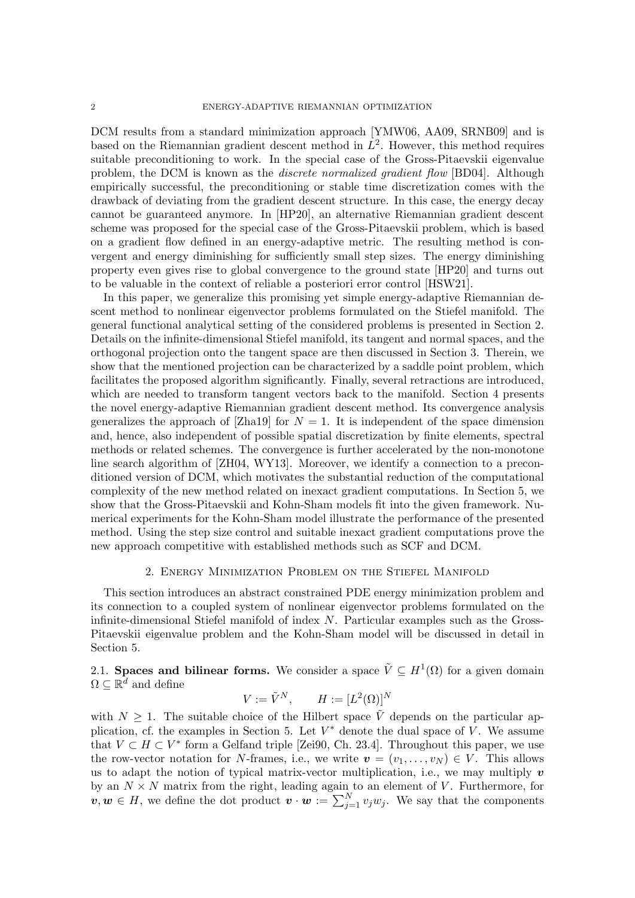DCM results from a standard minimization approach [YMW06, AA09, SRNB09] and is based on the Riemannian gradient descent method in $L^2$. However, this method requires suitable preconditioning to work. In the special case of the Gross-Pitaevskii eigenvalue problem, the DCM is known as the *discrete normalized gradient flow* [BD04]. Although empirically successful, the preconditioning or stable time discretization comes with the drawback of deviating from the gradient descent structure. In this case, the energy decay cannot be guaranteed anymore. In [HP20], an alternative Riemannian gradient descent scheme was proposed for the special case of the Gross-Pitaevskii problem, which is based on a gradient flow defined in an energy-adaptive metric. The resulting method is convergent and energy diminishing for sufficiently small step sizes. The energy diminishing property even gives rise to global convergence to the ground state [HP20] and turns out to be valuable in the context of reliable a posteriori error control [HSW21].

In this paper, we generalize this promising yet simple energy-adaptive Riemannian descent method to nonlinear eigenvector problems formulated on the Stiefel manifold. The general functional analytical setting of the considered problems is presented in Section 2. Details on the infinite-dimensional Stiefel manifold, its tangent and normal spaces, and the orthogonal projection onto the tangent space are then discussed in Section 3. Therein, we show that the mentioned projection can be characterized by a saddle point problem, which facilitates the proposed algorithm significantly. Finally, several retractions are introduced, which are needed to transform tangent vectors back to the manifold. Section 4 presents the novel energy-adaptive Riemannian gradient descent method. Its convergence analysis generalizes the approach of [Zha19] for $N = 1$. It is independent of the space dimension and, hence, also independent of possible spatial discretization by finite elements, spectral methods or related schemes. The convergence is further accelerated by the non-monotone line search algorithm of [ZH04, WY13]. Moreover, we identify a connection to a preconditioned version of DCM, which motivates the substantial reduction of the computational complexity of the new method related on inexact gradient computations. In Section 5, we show that the Gross-Pitaevskii and Kohn-Sham models fit into the given framework. Numerical experiments for the Kohn-Sham model illustrate the performance of the presented method. Using the step size control and suitable inexact gradient computations prove the new approach competitive with established methods such as SCF and DCM.

## 2. Energy Minimization Problem on the Stiefel Manifold

This section introduces an abstract constrained PDE energy minimization problem and its connection to a coupled system of nonlinear eigenvector problems formulated on the infinite-dimensional Stiefel manifold of index $N$. Particular examples such as the Gross-Pitaevskii eigenvalue problem and the Kohn-Sham model will be discussed in detail in Section 5.

**2.1. Spaces and bilinear forms.** We consider a space $\tilde{V} \subseteq H^1(\Omega)$ for a given domain $\Omega \subseteq \mathbb{R}^d$ and define

$$V := \tilde{V}^N, \qquad H := [L^2(\Omega)]^N$$

with $N \geq 1$. The suitable choice of the Hilbert space $\tilde{V}$ depends on the particular application, cf. the examples in Section 5. Let $V^*$ denote the dual space of $V$. We assume that $V \subset H \subset V^*$ form a Gelfand triple [Zei90, Ch. 23.4]. Throughout this paper, we use the row-vector notation for $N$-frames, i.e., we write $\boldsymbol{v} = (v_1, \ldots, v_N) \in V$. This allows us to adapt the notion of typical matrix-vector multiplication, i.e., we may multiply $\boldsymbol{v}$ by an $N \times N$ matrix from the right, leading again to an element of $V$. Furthermore, for $\boldsymbol{v}, \boldsymbol{w} \in H$, we define the dot product $\boldsymbol{v} \cdot \boldsymbol{w} := \sum_{j=1}^{N} v_j w_j$. We say that the components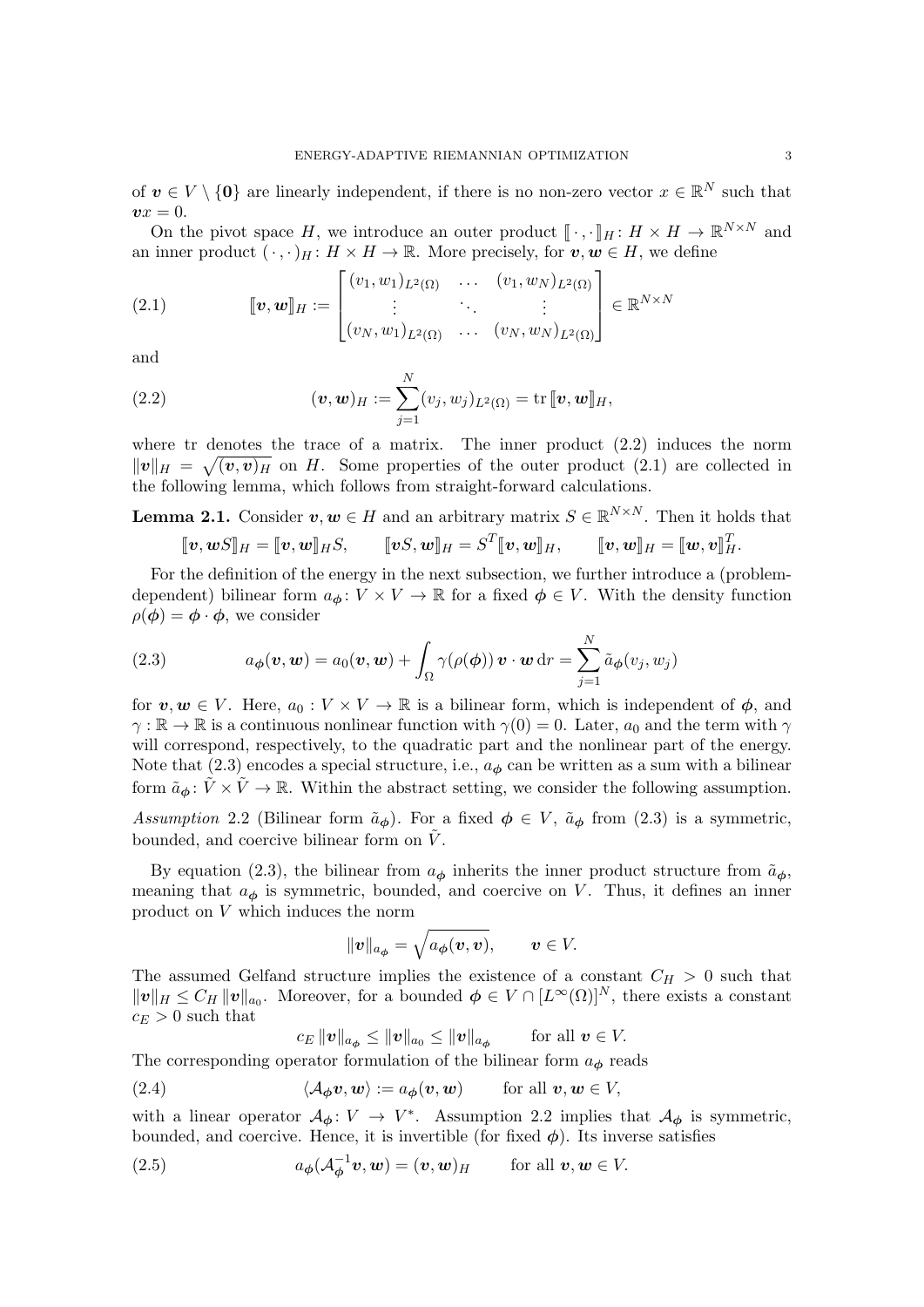of $\boldsymbol{v} \in V \setminus \{\boldsymbol{0}\}$ are linearly independent, if there is no non-zero vector $x \in \mathbb{R}^N$ such that $\boldsymbol{v}x = 0$.

On the pivot space $H$, we introduce an outer product $[\![ \cdot , \cdot ]\!]_H \colon H \times H \to \mathbb{R}^{N\times N}$ and an inner product $(\cdot , \cdot)_H \colon H \times H \to \mathbb{R}$. More precisely, for $\boldsymbol{v}, \boldsymbol{w} \in H$, we define

$$
[\![\boldsymbol{v}, \boldsymbol{w}]\!]_H := \begin{bmatrix} (v_1, w_1)_{L^2(\Omega)} & \dots & (v_1, w_N)_{L^2(\Omega)} \\ \vdots & \ddots & \vdots \\ (v_N, w_1)_{L^2(\Omega)} & \dots & (v_N, w_N)_{L^2(\Omega)} \end{bmatrix} \in \mathbb{R}^{N\times N} \tag{2.1}
$$

and

$$
(\boldsymbol{v}, \boldsymbol{w})_H := \sum_{j=1}^{N} (v_j, w_j)_{L^2(\Omega)} = \operatorname{tr} [\![\boldsymbol{v}, \boldsymbol{w}]\!]_H, \tag{2.2}
$$

where tr denotes the trace of a matrix. The inner product (2.2) induces the norm $\|\boldsymbol{v}\|_H = \sqrt{(\boldsymbol{v}, \boldsymbol{v})_H}$ on $H$. Some properties of the outer product (2.1) are collected in the following lemma, which follows from straight-forward calculations.

**Lemma 2.1.** Consider $\boldsymbol{v}, \boldsymbol{w} \in H$ and an arbitrary matrix $S \in \mathbb{R}^{N\times N}$. Then it holds that

$$
[\![\boldsymbol{v}, \boldsymbol{w}S]\!]_H = [\![\boldsymbol{v}, \boldsymbol{w}]\!]_H S, \qquad [\![\boldsymbol{v}S, \boldsymbol{w}]\!]_H = S^T [\![\boldsymbol{v}, \boldsymbol{w}]\!]_H, \qquad [\![\boldsymbol{v}, \boldsymbol{w}]\!]_H = [\![\boldsymbol{w}, \boldsymbol{v}]\!]_H^T.
$$

For the definition of the energy in the next subsection, we further introduce a (problem-dependent) bilinear form $a_{\boldsymbol{\phi}} \colon V \times V \to \mathbb{R}$ for a fixed $\boldsymbol{\phi} \in V$. With the density function $\rho(\boldsymbol{\phi}) = \boldsymbol{\phi} \cdot \boldsymbol{\phi}$, we consider

$$
a_{\boldsymbol{\phi}}(\boldsymbol{v}, \boldsymbol{w}) = a_0(\boldsymbol{v}, \boldsymbol{w}) + \int_\Omega \gamma(\rho(\boldsymbol{\phi}))\, \boldsymbol{v} \cdot \boldsymbol{w} \,\mathrm{d}r = \sum_{j=1}^{N} \tilde{a}_{\boldsymbol{\phi}}(v_j, w_j) \tag{2.3}
$$

for $\boldsymbol{v}, \boldsymbol{w} \in V$. Here, $a_0 : V \times V \to \mathbb{R}$ is a bilinear form, which is independent of $\boldsymbol{\phi}$, and $\gamma : \mathbb{R} \to \mathbb{R}$ is a continuous nonlinear function with $\gamma(0) = 0$. Later, $a_0$ and the term with $\gamma$ will correspond, respectively, to the quadratic part and the nonlinear part of the energy. Note that (2.3) encodes a special structure, i.e., $a_{\boldsymbol{\phi}}$ can be written as a sum with a bilinear form $\tilde{a}_{\boldsymbol{\phi}} \colon \tilde{V} \times \tilde{V} \to \mathbb{R}$. Within the abstract setting, we consider the following assumption.

*Assumption* 2.2 (Bilinear form $\tilde{a}_{\boldsymbol{\phi}}$). For a fixed $\boldsymbol{\phi} \in V$, $\tilde{a}_{\boldsymbol{\phi}}$ from (2.3) is a symmetric, bounded, and coercive bilinear form on $\tilde{V}$.

By equation (2.3), the bilinear from $a_{\boldsymbol{\phi}}$ inherits the inner product structure from $\tilde{a}_{\boldsymbol{\phi}}$, meaning that $a_{\boldsymbol{\phi}}$ is symmetric, bounded, and coercive on $V$. Thus, it defines an inner product on $V$ which induces the norm

$$
\|\boldsymbol{v}\|_{a_{\boldsymbol{\phi}}} = \sqrt{a_{\boldsymbol{\phi}}(\boldsymbol{v}, \boldsymbol{v})}, \qquad \boldsymbol{v} \in V.
$$

The assumed Gelfand structure implies the existence of a constant $C_H > 0$ such that $\|\boldsymbol{v}\|_H \le C_H \|\boldsymbol{v}\|_{a_0}$. Moreover, for a bounded $\boldsymbol{\phi} \in V \cap [L^\infty(\Omega)]^N$, there exists a constant $c_E > 0$ such that

$$
c_E \|\boldsymbol{v}\|_{a_{\boldsymbol{\phi}}} \le \|\boldsymbol{v}\|_{a_0} \le \|\boldsymbol{v}\|_{a_{\boldsymbol{\phi}}} \qquad \text{for all } \boldsymbol{v} \in V.
$$

The corresponding operator formulation of the bilinear form $a_{\boldsymbol{\phi}}$ reads

$$
\langle \mathcal{A}_{\boldsymbol{\phi}} \boldsymbol{v}, \boldsymbol{w} \rangle := a_{\boldsymbol{\phi}}(\boldsymbol{v}, \boldsymbol{w}) \qquad \text{for all } \boldsymbol{v}, \boldsymbol{w} \in V, \tag{2.4}
$$

with a linear operator $\mathcal{A}_{\boldsymbol{\phi}} \colon V \to V^*$. Assumption 2.2 implies that $\mathcal{A}_{\boldsymbol{\phi}}$ is symmetric, bounded, and coercive. Hence, it is invertible (for fixed $\boldsymbol{\phi}$). Its inverse satisfies

$$
a_{\boldsymbol{\phi}}(\mathcal{A}_{\boldsymbol{\phi}}^{-1} \boldsymbol{v}, \boldsymbol{w}) = (\boldsymbol{v}, \boldsymbol{w})_H \qquad \text{for all } \boldsymbol{v}, \boldsymbol{w} \in V. \tag{2.5}
$$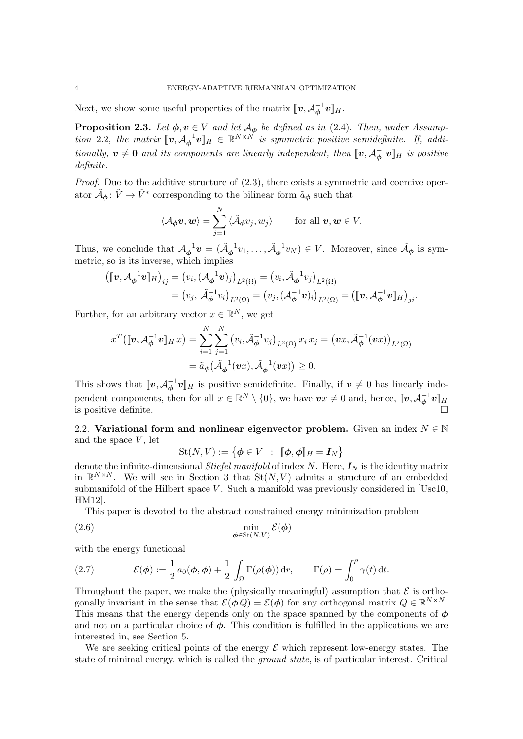Next, we show some useful properties of the matrix $[\![\boldsymbol{v}, \mathcal{A}_{\boldsymbol{\phi}}^{-1}\boldsymbol{v}]\!]_H$.

**Proposition 2.3.** *Let $\boldsymbol{\phi}, \boldsymbol{v} \in V$ and let $\mathcal{A}_{\boldsymbol{\phi}}$ be defined as in (2.4). Then, under Assumption 2.2, the matrix $[\![\boldsymbol{v}, \mathcal{A}_{\boldsymbol{\phi}}^{-1}\boldsymbol{v}]\!]_H \in \mathbb{R}^{N\times N}$ is symmetric positive semidefinite. If, additionally, $\boldsymbol{v} \neq \mathbf{0}$ and its components are linearly independent, then $[\![\boldsymbol{v}, \mathcal{A}_{\boldsymbol{\phi}}^{-1}\boldsymbol{v}]\!]_H$ is positive definite.*

*Proof.* Due to the additive structure of (2.3), there exists a symmetric and coercive operator $\tilde{\mathcal{A}}_{\boldsymbol{\phi}} \colon \tilde{V} \to \tilde{V}^*$ corresponding to the bilinear form $\tilde{a}_{\boldsymbol{\phi}}$ such that

$$\langle \mathcal{A}_{\boldsymbol{\phi}}\boldsymbol{v}, \boldsymbol{w}\rangle = \sum_{j=1}^{N} \langle \tilde{\mathcal{A}}_{\boldsymbol{\phi}} v_j, w_j\rangle \qquad \text{for all } \boldsymbol{v}, \boldsymbol{w} \in V.$$

Thus, we conclude that $\mathcal{A}_{\boldsymbol{\phi}}^{-1}\boldsymbol{v} = (\tilde{\mathcal{A}}_{\boldsymbol{\phi}}^{-1}v_1, \dots, \tilde{\mathcal{A}}_{\boldsymbol{\phi}}^{-1}v_N) \in V$. Moreover, since $\tilde{\mathcal{A}}_{\boldsymbol{\phi}}$ is symmetric, so is its inverse, which implies

$$\begin{aligned}
\big([\![\boldsymbol{v}, \mathcal{A}_{\boldsymbol{\phi}}^{-1}\boldsymbol{v}]\!]_H\big)_{ij} &= \big(v_i, (\mathcal{A}_{\boldsymbol{\phi}}^{-1}\boldsymbol{v})_j\big)_{L^2(\Omega)} = \big(v_i, \tilde{\mathcal{A}}_{\boldsymbol{\phi}}^{-1}v_j\big)_{L^2(\Omega)} \\
&= \big(v_j, \tilde{\mathcal{A}}_{\boldsymbol{\phi}}^{-1}v_i\big)_{L^2(\Omega)} = \big(v_j, (\mathcal{A}_{\boldsymbol{\phi}}^{-1}\boldsymbol{v})_i\big)_{L^2(\Omega)} = \big([\![\boldsymbol{v}, \mathcal{A}_{\boldsymbol{\phi}}^{-1}\boldsymbol{v}]\!]_H\big)_{ji}.
\end{aligned}$$

Further, for an arbitrary vector $x \in \mathbb{R}^N$, we get

$$\begin{aligned}
x^T\big([\![\boldsymbol{v}, \mathcal{A}_{\boldsymbol{\phi}}^{-1}\boldsymbol{v}]\!]_H\, x\big) &= \sum_{i=1}^{N}\sum_{j=1}^{N} \big(v_i, \tilde{\mathcal{A}}_{\boldsymbol{\phi}}^{-1}v_j\big)_{L^2(\Omega)}\, x_i\, x_j = \big(\boldsymbol{v}x, \tilde{\mathcal{A}}_{\boldsymbol{\phi}}^{-1}(\boldsymbol{v}x)\big)_{L^2(\Omega)} \\
&= \tilde{a}_{\boldsymbol{\phi}}\big(\tilde{\mathcal{A}}_{\boldsymbol{\phi}}^{-1}(\boldsymbol{v}x), \tilde{\mathcal{A}}_{\boldsymbol{\phi}}^{-1}(\boldsymbol{v}x)\big) \geq 0.
\end{aligned}$$

This shows that $[\![\boldsymbol{v}, \mathcal{A}_{\boldsymbol{\phi}}^{-1}\boldsymbol{v}]\!]_H$ is positive semidefinite. Finally, if $\boldsymbol{v} \neq 0$ has linearly independent components, then for all $x \in \mathbb{R}^N \setminus \{0\}$, we have $\boldsymbol{v}x \neq 0$ and, hence, $[\![\boldsymbol{v}, \mathcal{A}_{\boldsymbol{\phi}}^{-1}\boldsymbol{v}]\!]_H$ is positive definite. $\square$

### 2.2. Variational form and nonlinear eigenvector problem.

Given an index $N \in \mathbb{N}$ and the space $V$, let

$$\mathrm{St}(N, V) := \big\{\boldsymbol{\phi} \in V \;\;:\;\; [\![\boldsymbol{\phi}, \boldsymbol{\phi}]\!]_H = \boldsymbol{I}_N\big\}$$

denote the infinite-dimensional *Stiefel manifold* of index $N$. Here, $\boldsymbol{I}_N$ is the identity matrix in $\mathbb{R}^{N\times N}$. We will see in Section 3 that $\mathrm{St}(N, V)$ admits a structure of an embedded submanifold of the Hilbert space $V$. Such a manifold was previously considered in [Usc10, HM12].

This paper is devoted to the abstract constrained energy minimization problem

$$\min_{\boldsymbol{\phi}\in \mathrm{St}(N,V)} \mathcal{E}(\boldsymbol{\phi}) \tag{2.6}$$

with the energy functional

$$\mathcal{E}(\boldsymbol{\phi}) := \frac{1}{2}\, a_0(\boldsymbol{\phi}, \boldsymbol{\phi}) + \frac{1}{2}\int_\Omega \Gamma(\rho(\boldsymbol{\phi}))\, \mathrm{d}r, \qquad \Gamma(\rho) = \int_0^\rho \gamma(t)\, \mathrm{d}t. \tag{2.7}$$

Throughout the paper, we make the (physically meaningful) assumption that $\mathcal{E}$ is orthogonally invariant in the sense that $\mathcal{E}(\boldsymbol{\phi}\, Q) = \mathcal{E}(\boldsymbol{\phi})$ for any orthogonal matrix $Q \in \mathbb{R}^{N\times N}$. This means that the energy depends only on the space spanned by the components of $\boldsymbol{\phi}$ and not on a particular choice of $\boldsymbol{\phi}$. This condition is fulfilled in the applications we are interested in, see Section 5.

We are seeking critical points of the energy $\mathcal{E}$ which represent low-energy states. The state of minimal energy, which is called the *ground state*, is of particular interest. Critical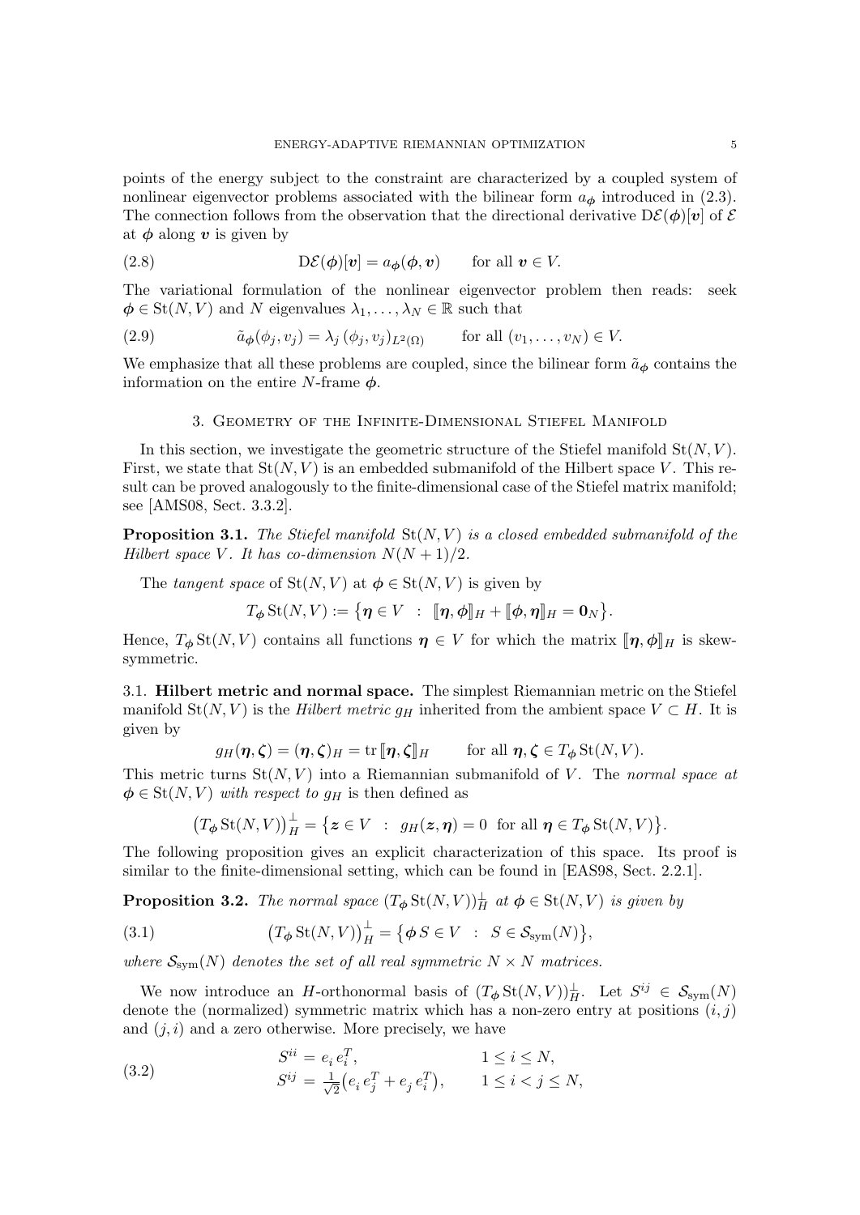points of the energy subject to the constraint are characterized by a coupled system of nonlinear eigenvector problems associated with the bilinear form $a_{\boldsymbol{\phi}}$ introduced in (2.3). The connection follows from the observation that the directional derivative $\mathrm{D}\mathcal{E}(\boldsymbol{\phi})[\boldsymbol{v}]$ of $\mathcal{E}$ at $\boldsymbol{\phi}$ along $\boldsymbol{v}$ is given by

$$
\mathrm{D}\mathcal{E}(\boldsymbol{\phi})[\boldsymbol{v}] = a_{\boldsymbol{\phi}}(\boldsymbol{\phi}, \boldsymbol{v}) \qquad \text{for all } \boldsymbol{v} \in V. \tag{2.8}
$$

The variational formulation of the nonlinear eigenvector problem then reads: seek $\boldsymbol{\phi} \in \mathrm{St}(N, V)$ and $N$ eigenvalues $\lambda_1, \dots, \lambda_N \in \mathbb{R}$ such that

$$
\tilde{a}_{\boldsymbol{\phi}}(\phi_j, v_j) = \lambda_j \, (\phi_j, v_j)_{L^2(\Omega)} \qquad \text{for all } (v_1, \dots, v_N) \in V. \tag{2.9}
$$

We emphasize that all these problems are coupled, since the bilinear form $\tilde{a}_{\boldsymbol{\phi}}$ contains the information on the entire $N$-frame $\boldsymbol{\phi}$.

## 3. Geometry of the Infinite-Dimensional Stiefel Manifold

In this section, we investigate the geometric structure of the Stiefel manifold $\mathrm{St}(N, V)$. First, we state that $\mathrm{St}(N, V)$ is an embedded submanifold of the Hilbert space $V$. This result can be proved analogously to the finite-dimensional case of the Stiefel matrix manifold; see [AMS08, Sect. 3.3.2].

**Proposition 3.1.** *The Stiefel manifold $\mathrm{St}(N, V)$ is a closed embedded submanifold of the Hilbert space $V$. It has co-dimension $N(N+1)/2$.*

The *tangent space* of $\mathrm{St}(N, V)$ at $\boldsymbol{\phi} \in \mathrm{St}(N, V)$ is given by

$$
T_{\boldsymbol{\phi}} \mathrm{St}(N, V) := \big\{ \boldsymbol{\eta} \in V \;\; : \;\; [\![\boldsymbol{\eta}, \boldsymbol{\phi}]\!]_H + [\![\boldsymbol{\phi}, \boldsymbol{\eta}]\!]_H = \mathbf{0}_N \big\}.
$$

Hence, $T_{\boldsymbol{\phi}} \mathrm{St}(N, V)$ contains all functions $\boldsymbol{\eta} \in V$ for which the matrix $[\![\boldsymbol{\eta}, \boldsymbol{\phi}]\!]_H$ is skew-symmetric.

### 3.1. Hilbert metric and normal space.

The simplest Riemannian metric on the Stiefel manifold $\mathrm{St}(N, V)$ is the *Hilbert metric* $g_H$ inherited from the ambient space $V \subset H$. It is given by

$$
g_H(\boldsymbol{\eta}, \boldsymbol{\zeta}) = (\boldsymbol{\eta}, \boldsymbol{\zeta})_H = \operatorname{tr} [\![\boldsymbol{\eta}, \boldsymbol{\zeta}]\!]_H \qquad \text{for all } \boldsymbol{\eta}, \boldsymbol{\zeta} \in T_{\boldsymbol{\phi}} \mathrm{St}(N, V).
$$

This metric turns $\mathrm{St}(N, V)$ into a Riemannian submanifold of $V$. The *normal space at $\boldsymbol{\phi} \in \mathrm{St}(N, V)$ with respect to $g_H$* is then defined as

$$
\big(T_{\boldsymbol{\phi}} \mathrm{St}(N, V)\big)^{\perp}_H = \big\{ \boldsymbol{z} \in V \;\; : \;\; g_H(\boldsymbol{z}, \boldsymbol{\eta}) = 0 \;\text{ for all } \boldsymbol{\eta} \in T_{\boldsymbol{\phi}} \mathrm{St}(N, V) \big\}.
$$

The following proposition gives an explicit characterization of this space. Its proof is similar to the finite-dimensional setting, which can be found in [EAS98, Sect. 2.2.1].

**Proposition 3.2.** *The normal space $(T_{\boldsymbol{\phi}} \mathrm{St}(N, V))^{\perp}_H$ at $\boldsymbol{\phi} \in \mathrm{St}(N, V)$ is given by*

$$
\big(T_{\boldsymbol{\phi}} \mathrm{St}(N, V)\big)^{\perp}_H = \big\{ \boldsymbol{\phi}\, S \in V \;\; : \;\; S \in \mathcal{S}_{\mathrm{sym}}(N) \big\}, \tag{3.1}
$$

*where $\mathcal{S}_{\mathrm{sym}}(N)$ denotes the set of all real symmetric $N \times N$ matrices.*

We now introduce an $H$-orthonormal basis of $(T_{\boldsymbol{\phi}} \mathrm{St}(N, V))^{\perp}_H$. Let $S^{ij} \in \mathcal{S}_{\mathrm{sym}}(N)$ denote the (normalized) symmetric matrix which has a non-zero entry at positions $(i, j)$ and $(j, i)$ and a zero otherwise. More precisely, we have

$$
\begin{aligned}
S^{ii} &= e_i\, e_i^T, && 1 \le i \le N, \\
S^{ij} &= \tfrac{1}{\sqrt{2}} \big( e_i\, e_j^T + e_j\, e_i^T \big), && 1 \le i < j \le N,
\end{aligned} \tag{3.2}
$$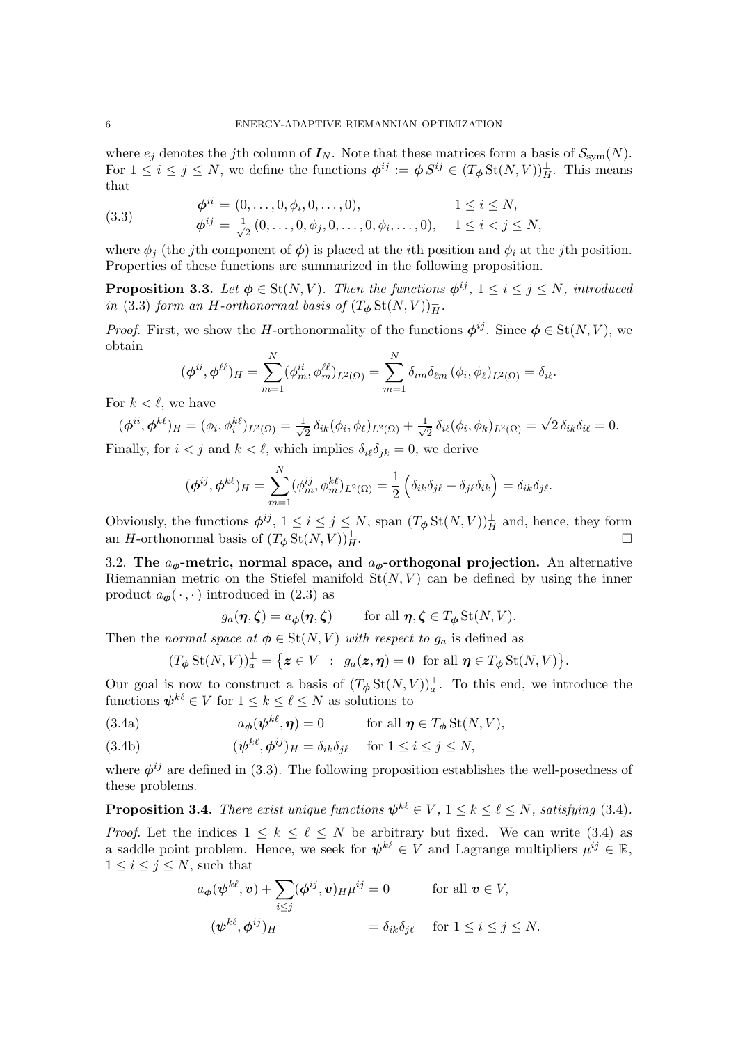where $e_j$ denotes the $j$th column of $\boldsymbol{I}_N$. Note that these matrices form a basis of $\mathcal{S}_{\rm sym}(N)$. For $1 \le i \le j \le N$, we define the functions $\boldsymbol{\phi}^{ij} := \boldsymbol{\phi}\, S^{ij} \in (T_{\boldsymbol{\phi}} \operatorname{St}(N,V))_H^{\perp}$. This means that

$$
\begin{aligned}
\boldsymbol{\phi}^{ii} &= (0,\dots,0,\phi_i,0,\dots,0), && 1 \le i \le N,\\
\boldsymbol{\phi}^{ij} &= \tfrac{1}{\sqrt{2}}\,(0,\dots,0,\phi_j,0,\dots,0,\phi_i,\dots,0), && 1 \le i < j \le N,
\end{aligned} \tag{3.3}
$$

where $\phi_j$ (the $j$th component of $\boldsymbol{\phi}$) is placed at the $i$th position and $\phi_i$ at the $j$th position. Properties of these functions are summarized in the following proposition.

**Proposition 3.3.** *Let $\boldsymbol{\phi} \in \operatorname{St}(N,V)$. Then the functions $\boldsymbol{\phi}^{ij}$, $1 \le i \le j \le N$, introduced in* (3.3) *form an $H$-orthonormal basis of $(T_{\boldsymbol{\phi}} \operatorname{St}(N,V))_H^{\perp}$.*

*Proof.* First, we show the $H$-orthonormality of the functions $\boldsymbol{\phi}^{ij}$. Since $\boldsymbol{\phi} \in \operatorname{St}(N,V)$, we obtain

$$
(\boldsymbol{\phi}^{ii}, \boldsymbol{\phi}^{\ell\ell})_H = \sum_{m=1}^{N} (\phi_m^{ii}, \phi_m^{\ell\ell})_{L^2(\Omega)} = \sum_{m=1}^{N} \delta_{im}\delta_{\ell m}\,(\phi_i,\phi_\ell)_{L^2(\Omega)} = \delta_{i\ell}.
$$

For $k < \ell$, we have

$$
(\boldsymbol{\phi}^{ii}, \boldsymbol{\phi}^{k\ell})_H = (\phi_i, \phi_i^{k\ell})_{L^2(\Omega)} = \tfrac{1}{\sqrt{2}}\,\delta_{ik}(\phi_i,\phi_\ell)_{L^2(\Omega)} + \tfrac{1}{\sqrt{2}}\,\delta_{i\ell}(\phi_i,\phi_k)_{L^2(\Omega)} = \sqrt{2}\,\delta_{ik}\delta_{i\ell} = 0.
$$

Finally, for $i < j$ and $k < \ell$, which implies $\delta_{i\ell}\delta_{jk} = 0$, we derive

$$
(\boldsymbol{\phi}^{ij}, \boldsymbol{\phi}^{k\ell})_H = \sum_{m=1}^{N} (\phi_m^{ij}, \phi_m^{k\ell})_{L^2(\Omega)} = \frac{1}{2}\Big(\delta_{ik}\delta_{j\ell} + \delta_{j\ell}\delta_{ik}\Big) = \delta_{ik}\delta_{j\ell}.
$$

Obviously, the functions $\boldsymbol{\phi}^{ij}$, $1 \le i \le j \le N$, span $(T_{\boldsymbol{\phi}} \operatorname{St}(N,V))_H^{\perp}$ and, hence, they form an $H$-orthonormal basis of $(T_{\boldsymbol{\phi}} \operatorname{St}(N,V))_H^{\perp}$. $\square$

3.2. **The $a_{\boldsymbol{\phi}}$-metric, normal space, and $a_{\boldsymbol{\phi}}$-orthogonal projection.** An alternative Riemannian metric on the Stiefel manifold $\operatorname{St}(N,V)$ can be defined by using the inner product $a_{\boldsymbol{\phi}}(\cdot\,,\cdot)$ introduced in (2.3) as

$$
g_a(\boldsymbol{\eta},\boldsymbol{\zeta}) = a_{\boldsymbol{\phi}}(\boldsymbol{\eta},\boldsymbol{\zeta}) \qquad \text{for all } \boldsymbol{\eta},\boldsymbol{\zeta} \in T_{\boldsymbol{\phi}} \operatorname{St}(N,V).
$$

Then the *normal space at $\boldsymbol{\phi} \in \operatorname{St}(N,V)$ with respect to $g_a$* is defined as

$$
(T_{\boldsymbol{\phi}} \operatorname{St}(N,V))_a^{\perp} = \big\{ \boldsymbol{z} \in V \;\;:\;\; g_a(\boldsymbol{z},\boldsymbol{\eta}) = 0 \;\text{ for all } \boldsymbol{\eta} \in T_{\boldsymbol{\phi}} \operatorname{St}(N,V) \big\}.
$$

Our goal is now to construct a basis of $(T_{\boldsymbol{\phi}} \operatorname{St}(N,V))_a^{\perp}$. To this end, we introduce the functions $\boldsymbol{\psi}^{k\ell} \in V$ for $1 \le k \le \ell \le N$ as solutions to

$$
a_{\boldsymbol{\phi}}(\boldsymbol{\psi}^{k\ell},\boldsymbol{\eta}) = 0 \qquad \text{for all } \boldsymbol{\eta} \in T_{\boldsymbol{\phi}} \operatorname{St}(N,V), \tag{3.4a}
$$

$$
(\boldsymbol{\psi}^{k\ell},\boldsymbol{\phi}^{ij})_H = \delta_{ik}\delta_{j\ell} \quad \text{for } 1 \le i \le j \le N, \tag{3.4b}
$$

where $\boldsymbol{\phi}^{ij}$ are defined in (3.3). The following proposition establishes the well-posedness of these problems.

**Proposition 3.4.** *There exist unique functions $\boldsymbol{\psi}^{k\ell} \in V$, $1 \le k \le \ell \le N$, satisfying* (3.4).

*Proof.* Let the indices $1 \le k \le \ell \le N$ be arbitrary but fixed. We can write (3.4) as a saddle point problem. Hence, we seek for $\boldsymbol{\psi}^{k\ell} \in V$ and Lagrange multipliers $\mu^{ij} \in \mathbb{R}$, $1 \le i \le j \le N$, such that

$$
\begin{aligned}
a_{\boldsymbol{\phi}}(\boldsymbol{\psi}^{k\ell},\boldsymbol{v}) + \sum_{i \le j} (\boldsymbol{\phi}^{ij},\boldsymbol{v})_H \mu^{ij} &= 0 && \text{for all } \boldsymbol{v} \in V,\\
(\boldsymbol{\psi}^{k\ell},\boldsymbol{\phi}^{ij})_H \qquad\qquad &= \delta_{ik}\delta_{j\ell} && \text{for } 1 \le i \le j \le N.
\end{aligned}
$$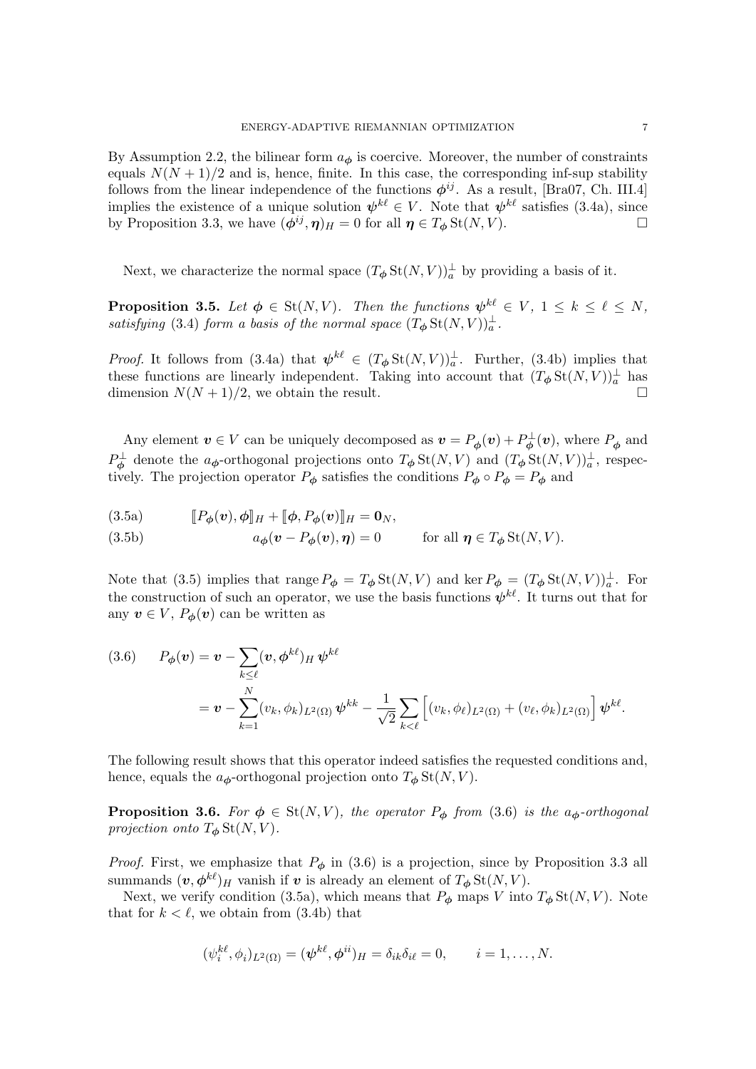By Assumption 2.2, the bilinear form $a_{\boldsymbol\phi}$ is coercive. Moreover, the number of constraints equals $N(N+1)/2$ and is, hence, finite. In this case, the corresponding inf-sup stability follows from the linear independence of the functions $\boldsymbol\phi^{ij}$. As a result, [Bra07, Ch. III.4] implies the existence of a unique solution $\boldsymbol\psi^{k\ell} \in V$. Note that $\boldsymbol\psi^{k\ell}$ satisfies (3.4a), since by Proposition 3.3, we have $(\boldsymbol\phi^{ij}, \boldsymbol\eta)_H = 0$ for all $\boldsymbol\eta \in T_{\boldsymbol\phi}\,\mathrm{St}(N,V)$. □

Next, we characterize the normal space $(T_{\boldsymbol\phi}\,\mathrm{St}(N,V))_a^\perp$ by providing a basis of it.

**Proposition 3.5.** *Let $\boldsymbol\phi \in \mathrm{St}(N,V)$. Then the functions $\boldsymbol\psi^{k\ell} \in V$, $1 \le k \le \ell \le N$, satisfying (3.4) form a basis of the normal space $(T_{\boldsymbol\phi}\,\mathrm{St}(N,V))_a^\perp$.*

*Proof.* It follows from (3.4a) that $\boldsymbol\psi^{k\ell} \in (T_{\boldsymbol\phi}\,\mathrm{St}(N,V))_a^\perp$. Further, (3.4b) implies that these functions are linearly independent. Taking into account that $(T_{\boldsymbol\phi}\,\mathrm{St}(N,V))_a^\perp$ has dimension $N(N+1)/2$, we obtain the result. □

Any element $\boldsymbol v \in V$ can be uniquely decomposed as $\boldsymbol v = P_{\boldsymbol\phi}(\boldsymbol v) + P_{\boldsymbol\phi}^\perp(\boldsymbol v)$, where $P_{\boldsymbol\phi}$ and $P_{\boldsymbol\phi}^\perp$ denote the $a_{\boldsymbol\phi}$-orthogonal projections onto $T_{\boldsymbol\phi}\,\mathrm{St}(N,V)$ and $(T_{\boldsymbol\phi}\,\mathrm{St}(N,V))_a^\perp$, respectively. The projection operator $P_{\boldsymbol\phi}$ satisfies the conditions $P_{\boldsymbol\phi} \circ P_{\boldsymbol\phi} = P_{\boldsymbol\phi}$ and

$$
\llbracket P_{\boldsymbol\phi}(\boldsymbol v), \boldsymbol\phi \rrbracket_H + \llbracket \boldsymbol\phi, P_{\boldsymbol\phi}(\boldsymbol v) \rrbracket_H = \mathbf{0}_N, \tag{3.5a}
$$

$$
a_{\boldsymbol\phi}(\boldsymbol v - P_{\boldsymbol\phi}(\boldsymbol v), \boldsymbol\eta) = 0 \qquad \text{for all } \boldsymbol\eta \in T_{\boldsymbol\phi}\,\mathrm{St}(N,V). \tag{3.5b}
$$

Note that (3.5) implies that $\operatorname{range} P_{\boldsymbol\phi} = T_{\boldsymbol\phi}\,\mathrm{St}(N,V)$ and $\ker P_{\boldsymbol\phi} = (T_{\boldsymbol\phi}\,\mathrm{St}(N,V))_a^\perp$. For the construction of such an operator, we use the basis functions $\boldsymbol\psi^{k\ell}$. It turns out that for any $\boldsymbol v \in V$, $P_{\boldsymbol\phi}(\boldsymbol v)$ can be written as

$$
\begin{aligned}
P_{\boldsymbol\phi}(\boldsymbol v) &= \boldsymbol v - \sum_{k\le\ell} (\boldsymbol v, \boldsymbol\phi^{k\ell})_H\, \boldsymbol\psi^{k\ell} \\
&= \boldsymbol v - \sum_{k=1}^{N} (v_k, \phi_k)_{L^2(\Omega)}\, \boldsymbol\psi^{kk} - \frac{1}{\sqrt 2} \sum_{k<\ell} \Big[ (v_k, \phi_\ell)_{L^2(\Omega)} + (v_\ell, \phi_k)_{L^2(\Omega)} \Big]\, \boldsymbol\psi^{k\ell}.
\end{aligned} \tag{3.6}
$$

The following result shows that this operator indeed satisfies the requested conditions and, hence, equals the $a_{\boldsymbol\phi}$-orthogonal projection onto $T_{\boldsymbol\phi}\,\mathrm{St}(N,V)$.

**Proposition 3.6.** *For $\boldsymbol\phi \in \mathrm{St}(N,V)$, the operator $P_{\boldsymbol\phi}$ from (3.6) is the $a_{\boldsymbol\phi}$-orthogonal projection onto $T_{\boldsymbol\phi}\,\mathrm{St}(N,V)$.*

*Proof.* First, we emphasize that $P_{\boldsymbol\phi}$ in (3.6) is a projection, since by Proposition 3.3 all summands $(\boldsymbol v, \boldsymbol\phi^{k\ell})_H$ vanish if $\boldsymbol v$ is already an element of $T_{\boldsymbol\phi}\,\mathrm{St}(N,V)$.

Next, we verify condition (3.5a), which means that $P_{\boldsymbol\phi}$ maps $V$ into $T_{\boldsymbol\phi}\,\mathrm{St}(N,V)$. Note that for $k<\ell$, we obtain from (3.4b) that

$$
(\psi_i^{k\ell}, \phi_i)_{L^2(\Omega)} = (\boldsymbol\psi^{k\ell}, \boldsymbol\phi^{ii})_H = \delta_{ik}\delta_{i\ell} = 0, \qquad i = 1,\dots,N.
$$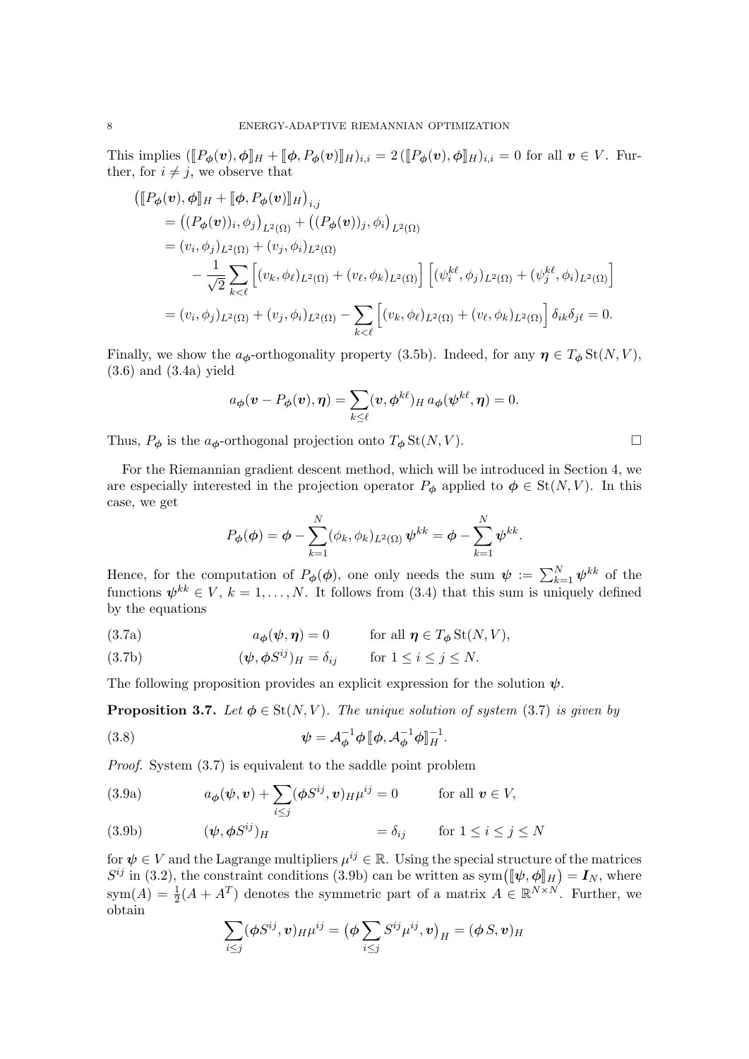This implies $(\llbracket P_{\boldsymbol{\phi}}(\boldsymbol{v}), \boldsymbol{\phi} \rrbracket_H + \llbracket \boldsymbol{\phi}, P_{\boldsymbol{\phi}}(\boldsymbol{v}) \rrbracket_H)_{i,i} = 2\,(\llbracket P_{\boldsymbol{\phi}}(\boldsymbol{v}), \boldsymbol{\phi} \rrbracket_H)_{i,i} = 0$ for all $\boldsymbol{v} \in V$. Further, for $i \neq j$, we observe that

$$
\begin{aligned}
&\big(\llbracket P_{\boldsymbol{\phi}}(\boldsymbol{v}), \boldsymbol{\phi} \rrbracket_H + \llbracket \boldsymbol{\phi}, P_{\boldsymbol{\phi}}(\boldsymbol{v}) \rrbracket_H\big)_{i,j} \\
&\quad = \big((P_{\boldsymbol{\phi}}(\boldsymbol{v}))_i, \phi_j\big)_{L^2(\Omega)} + \big((P_{\boldsymbol{\phi}}(\boldsymbol{v}))_j, \phi_i\big)_{L^2(\Omega)} \\
&\quad = (v_i, \phi_j)_{L^2(\Omega)} + (v_j, \phi_i)_{L^2(\Omega)} \\
&\qquad - \frac{1}{\sqrt{2}} \sum_{k<\ell} \Big[(v_k, \phi_\ell)_{L^2(\Omega)} + (v_\ell, \phi_k)_{L^2(\Omega)}\Big] \Big[(\psi_i^{k\ell}, \phi_j)_{L^2(\Omega)} + (\psi_j^{k\ell}, \phi_i)_{L^2(\Omega)}\Big] \\
&\quad = (v_i, \phi_j)_{L^2(\Omega)} + (v_j, \phi_i)_{L^2(\Omega)} - \sum_{k<\ell} \Big[(v_k, \phi_\ell)_{L^2(\Omega)} + (v_\ell, \phi_k)_{L^2(\Omega)}\Big]\, \delta_{ik}\delta_{j\ell} = 0.
\end{aligned}
$$

Finally, we show the $a_{\boldsymbol{\phi}}$-orthogonality property (3.5b). Indeed, for any $\boldsymbol{\eta} \in T_{\boldsymbol{\phi}} \operatorname{St}(N, V)$, (3.6) and (3.4a) yield

$$
a_{\boldsymbol{\phi}}(\boldsymbol{v} - P_{\boldsymbol{\phi}}(\boldsymbol{v}), \boldsymbol{\eta}) = \sum_{k \le \ell} (\boldsymbol{v}, \boldsymbol{\phi}^{k\ell})_H \, a_{\boldsymbol{\phi}}(\boldsymbol{\psi}^{k\ell}, \boldsymbol{\eta}) = 0.
$$

Thus, $P_{\boldsymbol{\phi}}$ is the $a_{\boldsymbol{\phi}}$-orthogonal projection onto $T_{\boldsymbol{\phi}} \operatorname{St}(N, V)$. $\square$

For the Riemannian gradient descent method, which will be introduced in Section 4, we are especially interested in the projection operator $P_{\boldsymbol{\phi}}$ applied to $\boldsymbol{\phi} \in \operatorname{St}(N, V)$. In this case, we get

$$
P_{\boldsymbol{\phi}}(\boldsymbol{\phi}) = \boldsymbol{\phi} - \sum_{k=1}^{N} (\phi_k, \phi_k)_{L^2(\Omega)}\, \boldsymbol{\psi}^{kk} = \boldsymbol{\phi} - \sum_{k=1}^{N} \boldsymbol{\psi}^{kk}.
$$

Hence, for the computation of $P_{\boldsymbol{\phi}}(\boldsymbol{\phi})$, one only needs the sum $\boldsymbol{\psi} := \sum_{k=1}^{N} \boldsymbol{\psi}^{kk}$ of the functions $\boldsymbol{\psi}^{kk} \in V$, $k = 1, \ldots, N$. It follows from (3.4) that this sum is uniquely defined by the equations

$$
a_{\boldsymbol{\phi}}(\boldsymbol{\psi}, \boldsymbol{\eta}) = 0 \qquad \text{for all } \boldsymbol{\eta} \in T_{\boldsymbol{\phi}} \operatorname{St}(N, V), \tag{3.7a}
$$

$$
(\boldsymbol{\psi}, \boldsymbol{\phi} S^{ij})_H = \delta_{ij} \qquad \text{for } 1 \le i \le j \le N. \tag{3.7b}
$$

The following proposition provides an explicit expression for the solution $\boldsymbol{\psi}$.

**Proposition 3.7.** *Let $\boldsymbol{\phi} \in \operatorname{St}(N, V)$. The unique solution of system* (3.7) *is given by*

$$
\boldsymbol{\psi} = \mathcal{A}_{\boldsymbol{\phi}}^{-1} \boldsymbol{\phi}\, \llbracket \boldsymbol{\phi}, \mathcal{A}_{\boldsymbol{\phi}}^{-1} \boldsymbol{\phi} \rrbracket_H^{-1}. \tag{3.8}
$$

*Proof.* System (3.7) is equivalent to the saddle point problem

$$
a_{\boldsymbol{\phi}}(\boldsymbol{\psi}, \boldsymbol{v}) + \sum_{i \le j} (\boldsymbol{\phi} S^{ij}, \boldsymbol{v})_H \mu^{ij} = 0 \qquad \text{for all } \boldsymbol{v} \in V, \tag{3.9a}
$$

$$
(\boldsymbol{\psi}, \boldsymbol{\phi} S^{ij})_H = \delta_{ij} \qquad \text{for } 1 \le i \le j \le N \tag{3.9b}
$$

for $\boldsymbol{\psi} \in V$ and the Lagrange multipliers $\mu^{ij} \in \mathbb{R}$. Using the special structure of the matrices $S^{ij}$ in (3.2), the constraint conditions (3.9b) can be written as $\operatorname{sym}\big(\llbracket \boldsymbol{\psi}, \boldsymbol{\phi} \rrbracket_H\big) = \boldsymbol{I}_N$, where $\operatorname{sym}(A) = \frac{1}{2}(A + A^T)$ denotes the symmetric part of a matrix $A \in \mathbb{R}^{N \times N}$. Further, we obtain

$$
\sum_{i \le j} (\boldsymbol{\phi} S^{ij}, \boldsymbol{v})_H \mu^{ij} = \big(\boldsymbol{\phi} \sum_{i \le j} S^{ij} \mu^{ij}, \boldsymbol{v}\big)_H = (\boldsymbol{\phi}\, S, \boldsymbol{v})_H
$$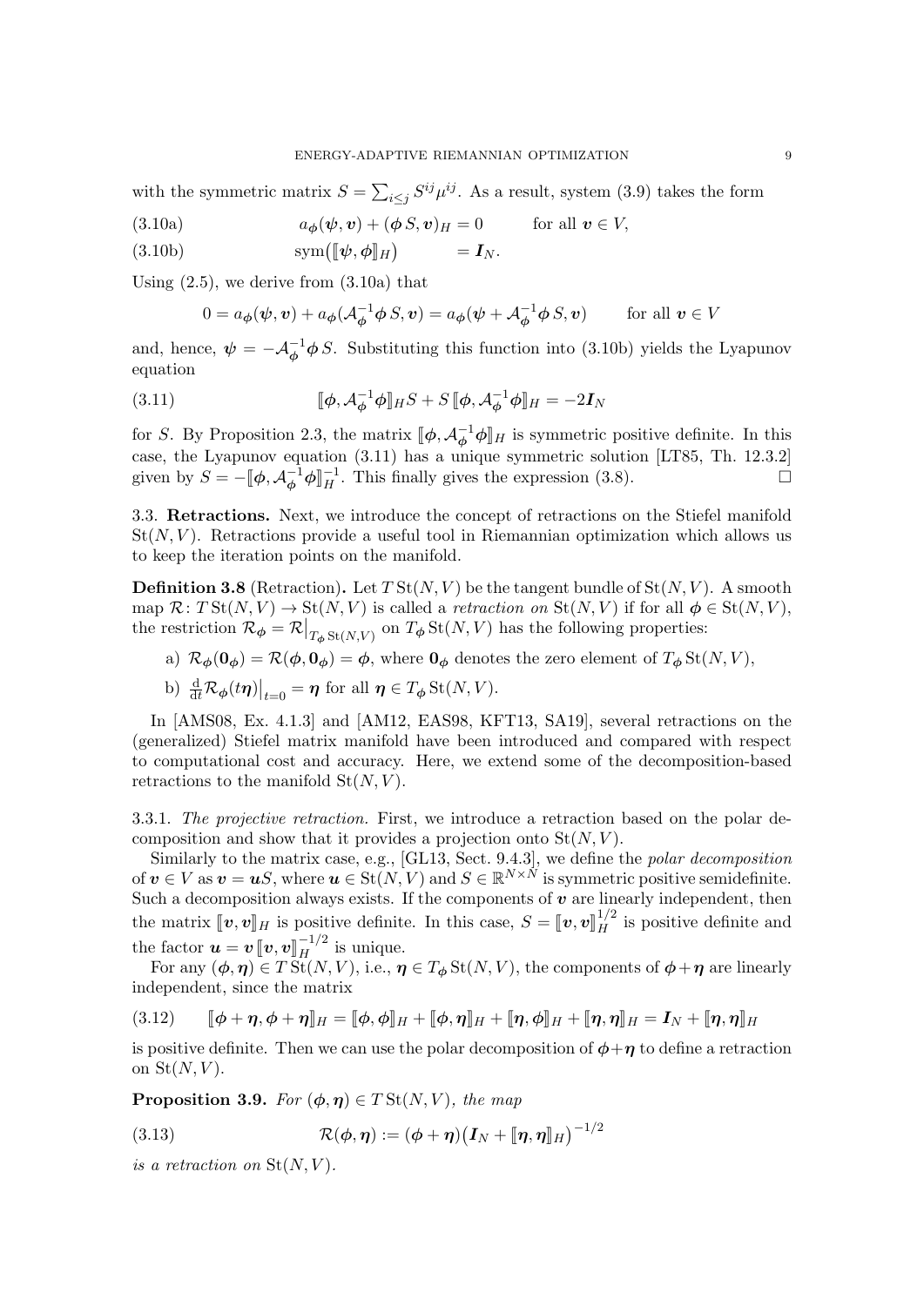with the symmetric matrix $S = \sum_{i \le j} S^{ij} \mu^{ij}$. As a result, system (3.9) takes the form

$$a_{\boldsymbol{\phi}}(\boldsymbol{\psi}, \boldsymbol{v}) + (\boldsymbol{\phi}\, S, \boldsymbol{v})_H = 0 \qquad \text{for all } \boldsymbol{v} \in V, \tag{3.10a}$$

$$\operatorname{sym}\big([\![\boldsymbol{\psi}, \boldsymbol{\phi}]\!]_H\big) \qquad = \boldsymbol{I}_N. \tag{3.10b}$$

Using (2.5), we derive from (3.10a) that

$$0 = a_{\boldsymbol{\phi}}(\boldsymbol{\psi}, \boldsymbol{v}) + a_{\boldsymbol{\phi}}(\mathcal{A}_{\boldsymbol{\phi}}^{-1} \boldsymbol{\phi}\, S, \boldsymbol{v}) = a_{\boldsymbol{\phi}}(\boldsymbol{\psi} + \mathcal{A}_{\boldsymbol{\phi}}^{-1} \boldsymbol{\phi}\, S, \boldsymbol{v}) \qquad \text{for all } \boldsymbol{v} \in V$$

and, hence, $\boldsymbol{\psi} = -\mathcal{A}_{\boldsymbol{\phi}}^{-1} \boldsymbol{\phi}\, S$. Substituting this function into (3.10b) yields the Lyapunov equation

$$[\![\boldsymbol{\phi}, \mathcal{A}_{\boldsymbol{\phi}}^{-1} \boldsymbol{\phi}]\!]_H S + S\, [\![\boldsymbol{\phi}, \mathcal{A}_{\boldsymbol{\phi}}^{-1} \boldsymbol{\phi}]\!]_H = -2 \boldsymbol{I}_N \tag{3.11}$$

for $S$. By Proposition 2.3, the matrix $[\![\boldsymbol{\phi}, \mathcal{A}_{\boldsymbol{\phi}}^{-1} \boldsymbol{\phi}]\!]_H$ is symmetric positive definite. In this case, the Lyapunov equation (3.11) has a unique symmetric solution [LT85, Th. 12.3.2] given by $S = -[\![\boldsymbol{\phi}, \mathcal{A}_{\boldsymbol{\phi}}^{-1} \boldsymbol{\phi}]\!]_H^{-1}$. This finally gives the expression (3.8). ☐

### 3.3. Retractions.

Next, we introduce the concept of retractions on the Stiefel manifold $\operatorname{St}(N, V)$. Retractions provide a useful tool in Riemannian optimization which allows us to keep the iteration points on the manifold.

**Definition 3.8** (Retraction)**.** Let $T \operatorname{St}(N, V)$ be the tangent bundle of $\operatorname{St}(N, V)$. A smooth map $\mathcal{R} \colon T \operatorname{St}(N, V) \to \operatorname{St}(N, V)$ is called a *retraction on* $\operatorname{St}(N, V)$ if for all $\boldsymbol{\phi} \in \operatorname{St}(N, V)$, the restriction $\mathcal{R}_{\boldsymbol{\phi}} = \mathcal{R}\big|_{T_{\boldsymbol{\phi}} \operatorname{St}(N,V)}$ on $T_{\boldsymbol{\phi}} \operatorname{St}(N, V)$ has the following properties:

a) $\mathcal{R}_{\boldsymbol{\phi}}(\boldsymbol{0}_{\boldsymbol{\phi}}) = \mathcal{R}(\boldsymbol{\phi}, \boldsymbol{0}_{\boldsymbol{\phi}}) = \boldsymbol{\phi}$, where $\boldsymbol{0}_{\boldsymbol{\phi}}$ denotes the zero element of $T_{\boldsymbol{\phi}} \operatorname{St}(N, V)$,

b) $\frac{\mathrm{d}}{\mathrm{d}t} \mathcal{R}_{\boldsymbol{\phi}}(t \boldsymbol{\eta})\big|_{t=0} = \boldsymbol{\eta}$ for all $\boldsymbol{\eta} \in T_{\boldsymbol{\phi}} \operatorname{St}(N, V)$.

In [AMS08, Ex. 4.1.3] and [AM12, EAS98, KFT13, SA19], several retractions on the (generalized) Stiefel matrix manifold have been introduced and compared with respect to computational cost and accuracy. Here, we extend some of the decomposition-based retractions to the manifold $\operatorname{St}(N, V)$.

#### 3.3.1. *The projective retraction.*

First, we introduce a retraction based on the polar decomposition and show that it provides a projection onto $\operatorname{St}(N, V)$.

Similarly to the matrix case, e.g., [GL13, Sect. 9.4.3], we define the *polar decomposition* of $\boldsymbol{v} \in V$ as $\boldsymbol{v} = \boldsymbol{u} S$, where $\boldsymbol{u} \in \operatorname{St}(N, V)$ and $S \in \mathbb{R}^{N \times N}$ is symmetric positive semidefinite. Such a decomposition always exists. If the components of $\boldsymbol{v}$ are linearly independent, then the matrix $[\![\boldsymbol{v}, \boldsymbol{v}]\!]_H$ is positive definite. In this case, $S = [\![\boldsymbol{v}, \boldsymbol{v}]\!]_H^{1/2}$ is positive definite and the factor $\boldsymbol{u} = \boldsymbol{v}\, [\![\boldsymbol{v}, \boldsymbol{v}]\!]_H^{-1/2}$ is unique.

For any $(\boldsymbol{\phi}, \boldsymbol{\eta}) \in T \operatorname{St}(N, V)$, i.e., $\boldsymbol{\eta} \in T_{\boldsymbol{\phi}} \operatorname{St}(N, V)$, the components of $\boldsymbol{\phi} + \boldsymbol{\eta}$ are linearly independent, since the matrix

$$[\![\boldsymbol{\phi} + \boldsymbol{\eta}, \boldsymbol{\phi} + \boldsymbol{\eta}]\!]_H = [\![\boldsymbol{\phi}, \boldsymbol{\phi}]\!]_H + [\![\boldsymbol{\phi}, \boldsymbol{\eta}]\!]_H + [\![\boldsymbol{\eta}, \boldsymbol{\phi}]\!]_H + [\![\boldsymbol{\eta}, \boldsymbol{\eta}]\!]_H = \boldsymbol{I}_N + [\![\boldsymbol{\eta}, \boldsymbol{\eta}]\!]_H \tag{3.12}$$

is positive definite. Then we can use the polar decomposition of $\boldsymbol{\phi} + \boldsymbol{\eta}$ to define a retraction on $\operatorname{St}(N, V)$.

**Proposition 3.9.** *For $(\boldsymbol{\phi}, \boldsymbol{\eta}) \in T \operatorname{St}(N, V)$, the map*

$$\mathcal{R}(\boldsymbol{\phi}, \boldsymbol{\eta}) := (\boldsymbol{\phi} + \boldsymbol{\eta}) \big(\boldsymbol{I}_N + [\![\boldsymbol{\eta}, \boldsymbol{\eta}]\!]_H\big)^{-1/2} \tag{3.13}$$

*is a retraction on* $\operatorname{St}(N, V)$.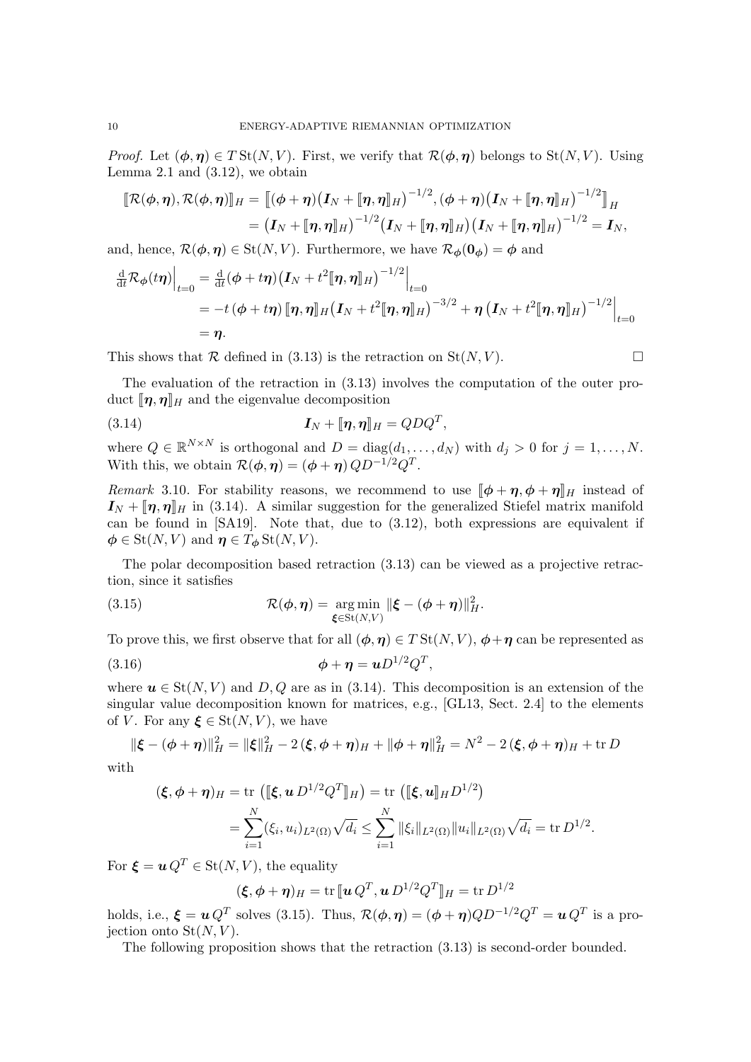*Proof.* Let $(\boldsymbol{\phi}, \boldsymbol{\eta}) \in T\,\mathrm{St}(N,V)$. First, we verify that $\mathcal{R}(\boldsymbol{\phi}, \boldsymbol{\eta})$ belongs to $\mathrm{St}(N,V)$. Using Lemma 2.1 and (3.12), we obtain

$$
\begin{aligned}
[\![\mathcal{R}(\boldsymbol{\phi}, \boldsymbol{\eta}), \mathcal{R}(\boldsymbol{\phi}, \boldsymbol{\eta})]\!]_H &= [\![(\boldsymbol{\phi}+\boldsymbol{\eta})\big(\boldsymbol{I}_N + [\![\boldsymbol{\eta},\boldsymbol{\eta}]\!]_H\big)^{-1/2}, (\boldsymbol{\phi}+\boldsymbol{\eta})\big(\boldsymbol{I}_N + [\![\boldsymbol{\eta},\boldsymbol{\eta}]\!]_H\big)^{-1/2}]\!]_H \\
&= \big(\boldsymbol{I}_N + [\![\boldsymbol{\eta},\boldsymbol{\eta}]\!]_H\big)^{-1/2}\big(\boldsymbol{I}_N + [\![\boldsymbol{\eta},\boldsymbol{\eta}]\!]_H\big)\big(\boldsymbol{I}_N + [\![\boldsymbol{\eta},\boldsymbol{\eta}]\!]_H\big)^{-1/2} = \boldsymbol{I}_N,
\end{aligned}
$$

and, hence, $\mathcal{R}(\boldsymbol{\phi}, \boldsymbol{\eta}) \in \mathrm{St}(N,V)$. Furthermore, we have $\mathcal{R}_{\boldsymbol{\phi}}(\boldsymbol{0}_{\boldsymbol{\phi}}) = \boldsymbol{\phi}$ and

$$
\begin{aligned}
\tfrac{\mathrm{d}}{\mathrm{d}t}\mathcal{R}_{\boldsymbol{\phi}}(t\boldsymbol{\eta})\Big|_{t=0} &= \tfrac{\mathrm{d}}{\mathrm{d}t}(\boldsymbol{\phi}+t\boldsymbol{\eta})\big(\boldsymbol{I}_N + t^2[\![\boldsymbol{\eta},\boldsymbol{\eta}]\!]_H\big)^{-1/2}\Big|_{t=0} \\
&= -t\,(\boldsymbol{\phi}+t\boldsymbol{\eta})\,[\![\boldsymbol{\eta},\boldsymbol{\eta}]\!]_H\big(\boldsymbol{I}_N + t^2[\![\boldsymbol{\eta},\boldsymbol{\eta}]\!]_H\big)^{-3/2} + \boldsymbol{\eta}\,\big(\boldsymbol{I}_N + t^2[\![\boldsymbol{\eta},\boldsymbol{\eta}]\!]_H\big)^{-1/2}\Big|_{t=0} \\
&= \boldsymbol{\eta}.
\end{aligned}
$$

This shows that $\mathcal{R}$ defined in (3.13) is the retraction on $\mathrm{St}(N,V)$. $\square$

The evaluation of the retraction in (3.13) involves the computation of the outer product $[\![\boldsymbol{\eta},\boldsymbol{\eta}]\!]_H$ and the eigenvalue decomposition

$$
\boldsymbol{I}_N + [\![\boldsymbol{\eta},\boldsymbol{\eta}]\!]_H = QDQ^T, \tag{3.14}
$$

where $Q \in \mathbb{R}^{N\times N}$ is orthogonal and $D = \mathrm{diag}(d_1,\ldots,d_N)$ with $d_j > 0$ for $j = 1,\ldots,N$. With this, we obtain $\mathcal{R}(\boldsymbol{\phi},\boldsymbol{\eta}) = (\boldsymbol{\phi}+\boldsymbol{\eta})\,QD^{-1/2}Q^T$.

*Remark* 3.10. For stability reasons, we recommend to use $[\![\boldsymbol{\phi}+\boldsymbol{\eta},\boldsymbol{\phi}+\boldsymbol{\eta}]\!]_H$ instead of $\boldsymbol{I}_N + [\![\boldsymbol{\eta},\boldsymbol{\eta}]\!]_H$ in (3.14). A similar suggestion for the generalized Stiefel matrix manifold can be found in [SA19]. Note that, due to (3.12), both expressions are equivalent if $\boldsymbol{\phi} \in \mathrm{St}(N,V)$ and $\boldsymbol{\eta} \in T_{\boldsymbol{\phi}}\mathrm{St}(N,V)$.

The polar decomposition based retraction (3.13) can be viewed as a projective retraction, since it satisfies

$$
\mathcal{R}(\boldsymbol{\phi},\boldsymbol{\eta}) = \operatorname*{arg\,min}_{\boldsymbol{\xi}\in\mathrm{St}(N,V)} \|\boldsymbol{\xi} - (\boldsymbol{\phi}+\boldsymbol{\eta})\|_H^2. \tag{3.15}
$$

To prove this, we first observe that for all $(\boldsymbol{\phi},\boldsymbol{\eta}) \in T\,\mathrm{St}(N,V)$, $\boldsymbol{\phi}+\boldsymbol{\eta}$ can be represented as

$$
\boldsymbol{\phi}+\boldsymbol{\eta} = \boldsymbol{u}D^{1/2}Q^T, \tag{3.16}
$$

where $\boldsymbol{u} \in \mathrm{St}(N,V)$ and $D, Q$ are as in (3.14). This decomposition is an extension of the singular value decomposition known for matrices, e.g., [GL13, Sect. 2.4] to the elements of $V$. For any $\boldsymbol{\xi} \in \mathrm{St}(N,V)$, we have

$$
\|\boldsymbol{\xi} - (\boldsymbol{\phi}+\boldsymbol{\eta})\|_H^2 = \|\boldsymbol{\xi}\|_H^2 - 2\,(\boldsymbol{\xi},\boldsymbol{\phi}+\boldsymbol{\eta})_H + \|\boldsymbol{\phi}+\boldsymbol{\eta}\|_H^2 = N^2 - 2\,(\boldsymbol{\xi},\boldsymbol{\phi}+\boldsymbol{\eta})_H + \mathrm{tr}\,D
$$

with

$$
\begin{aligned}
(\boldsymbol{\xi},\boldsymbol{\phi}+\boldsymbol{\eta})_H &= \mathrm{tr}\,\big([\![\boldsymbol{\xi},\boldsymbol{u}\,D^{1/2}Q^T]\!]_H\big) = \mathrm{tr}\,\big([\![\boldsymbol{\xi},\boldsymbol{u}]\!]_H D^{1/2}\big) \\
&= \sum_{i=1}^N (\xi_i,u_i)_{L^2(\Omega)}\sqrt{d_i} \le \sum_{i=1}^N \|\xi_i\|_{L^2(\Omega)}\|u_i\|_{L^2(\Omega)}\sqrt{d_i} = \mathrm{tr}\,D^{1/2}.
\end{aligned}
$$

For $\boldsymbol{\xi} = \boldsymbol{u}\,Q^T \in \mathrm{St}(N,V)$, the equality

$$
(\boldsymbol{\xi},\boldsymbol{\phi}+\boldsymbol{\eta})_H = \mathrm{tr}\,[\![\boldsymbol{u}\,Q^T,\boldsymbol{u}\,D^{1/2}Q^T]\!]_H = \mathrm{tr}\,D^{1/2}
$$

holds, i.e., $\boldsymbol{\xi} = \boldsymbol{u}\,Q^T$ solves (3.15). Thus, $\mathcal{R}(\boldsymbol{\phi},\boldsymbol{\eta}) = (\boldsymbol{\phi}+\boldsymbol{\eta})QD^{-1/2}Q^T = \boldsymbol{u}\,Q^T$ is a projection onto $\mathrm{St}(N,V)$.

The following proposition shows that the retraction (3.13) is second-order bounded.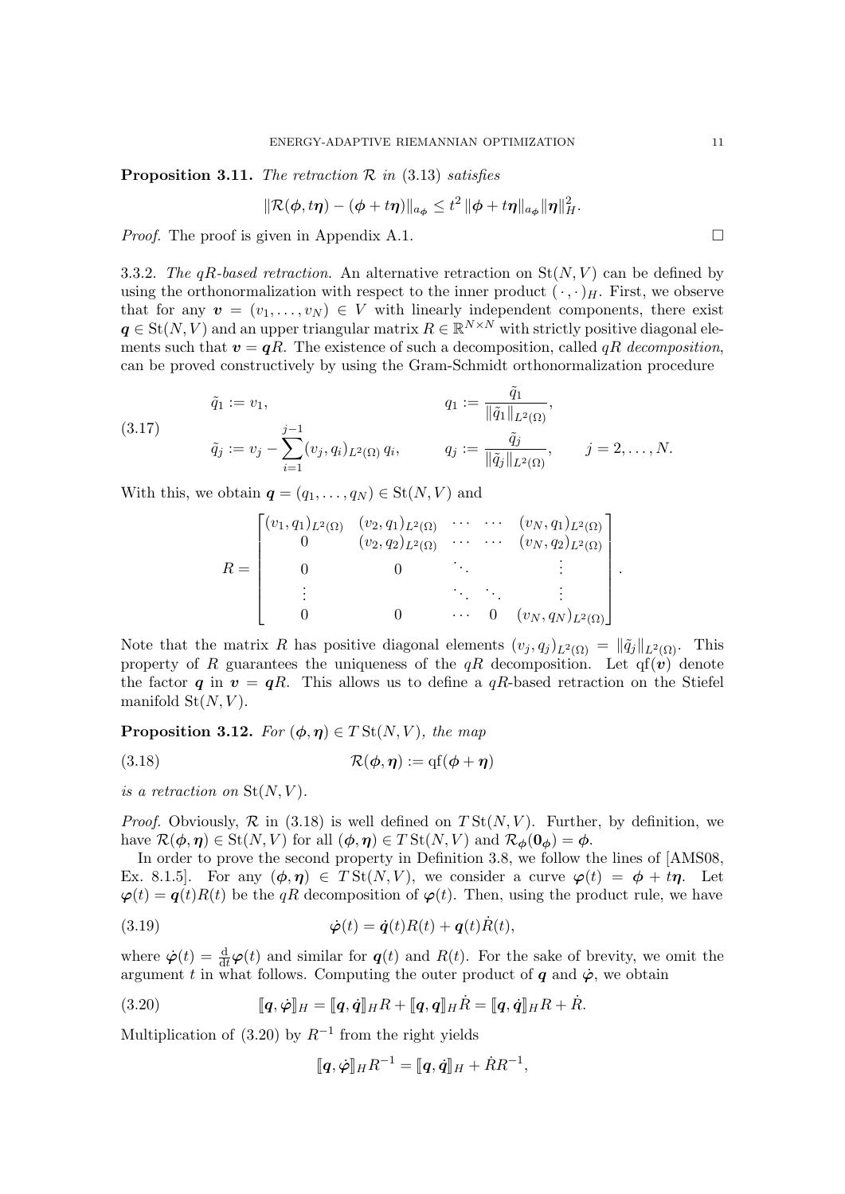**Proposition 3.11.** *The retraction $\mathcal{R}$ in* (3.13) *satisfies*

$$\|\mathcal{R}(\boldsymbol{\phi}, t\boldsymbol{\eta}) - (\boldsymbol{\phi} + t\boldsymbol{\eta})\|_{a_{\boldsymbol{\phi}}} \leq t^2 \, \|\boldsymbol{\phi} + t\boldsymbol{\eta}\|_{a_{\boldsymbol{\phi}}} \|\boldsymbol{\eta}\|_H^2.$$

*Proof.* The proof is given in Appendix A.1. □

3.3.2. *The qR-based retraction.* An alternative retraction on $\mathrm{St}(N,V)$ can be defined by using the orthonormalization with respect to the inner product $(\cdot,\cdot)_H$. First, we observe that for any $\boldsymbol{v} = (v_1,\ldots,v_N) \in V$ with linearly independent components, there exist $\boldsymbol{q} \in \mathrm{St}(N,V)$ and an upper triangular matrix $R \in \mathbb{R}^{N\times N}$ with strictly positive diagonal elements such that $\boldsymbol{v} = \boldsymbol{q}R$. The existence of such a decomposition, called *qR decomposition*, can be proved constructively by using the Gram-Schmidt orthonormalization procedure

$$\begin{aligned}
&\tilde{q}_1 := v_1, && q_1 := \frac{\tilde{q}_1}{\|\tilde{q}_1\|_{L^2(\Omega)}}, \\
&\tilde{q}_j := v_j - \sum_{i=1}^{j-1} (v_j, q_i)_{L^2(\Omega)}\, q_i, && q_j := \frac{\tilde{q}_j}{\|\tilde{q}_j\|_{L^2(\Omega)}}, \qquad j = 2,\ldots,N.
\end{aligned} \tag{3.17}$$

With this, we obtain $\boldsymbol{q} = (q_1,\ldots,q_N) \in \mathrm{St}(N,V)$ and

$$R = \begin{bmatrix}
(v_1,q_1)_{L^2(\Omega)} & (v_2,q_1)_{L^2(\Omega)} & \cdots & \cdots & (v_N,q_1)_{L^2(\Omega)} \\
0 & (v_2,q_2)_{L^2(\Omega)} & \cdots & \cdots & (v_N,q_2)_{L^2(\Omega)} \\
0 & 0 & \ddots & & \vdots \\
\vdots & & \ddots & \ddots & \vdots \\
0 & 0 & \cdots & 0 & (v_N,q_N)_{L^2(\Omega)}
\end{bmatrix}.$$

Note that the matrix $R$ has positive diagonal elements $(v_j,q_j)_{L^2(\Omega)} = \|\tilde{q}_j\|_{L^2(\Omega)}$. This property of $R$ guarantees the uniqueness of the $qR$ decomposition. Let $\mathrm{qf}(\boldsymbol{v})$ denote the factor $\boldsymbol{q}$ in $\boldsymbol{v} = \boldsymbol{q}R$. This allows us to define a $qR$-based retraction on the Stiefel manifold $\mathrm{St}(N,V)$.

**Proposition 3.12.** *For $(\boldsymbol{\phi},\boldsymbol{\eta}) \in T\,\mathrm{St}(N,V)$, the map*

$$\mathcal{R}(\boldsymbol{\phi},\boldsymbol{\eta}) := \mathrm{qf}(\boldsymbol{\phi} + \boldsymbol{\eta}) \tag{3.18}$$

*is a retraction on $\mathrm{St}(N,V)$.*

*Proof.* Obviously, $\mathcal{R}$ in (3.18) is well defined on $T\,\mathrm{St}(N,V)$. Further, by definition, we have $\mathcal{R}(\boldsymbol{\phi},\boldsymbol{\eta}) \in \mathrm{St}(N,V)$ for all $(\boldsymbol{\phi},\boldsymbol{\eta}) \in T\,\mathrm{St}(N,V)$ and $\mathcal{R}_{\boldsymbol{\phi}}(\boldsymbol{0}_{\boldsymbol{\phi}}) = \boldsymbol{\phi}$.

In order to prove the second property in Definition 3.8, we follow the lines of [AMS08, Ex. 8.1.5]. For any $(\boldsymbol{\phi},\boldsymbol{\eta}) \in T\,\mathrm{St}(N,V)$, we consider a curve $\boldsymbol{\varphi}(t) = \boldsymbol{\phi} + t\boldsymbol{\eta}$. Let $\boldsymbol{\varphi}(t) = \boldsymbol{q}(t)R(t)$ be the $qR$ decomposition of $\boldsymbol{\varphi}(t)$. Then, using the product rule, we have

$$\dot{\boldsymbol{\varphi}}(t) = \dot{\boldsymbol{q}}(t)R(t) + \boldsymbol{q}(t)\dot{R}(t), \tag{3.19}$$

where $\dot{\boldsymbol{\varphi}}(t) = \frac{\mathrm{d}}{\mathrm{d}t}\boldsymbol{\varphi}(t)$ and similar for $\boldsymbol{q}(t)$ and $R(t)$. For the sake of brevity, we omit the argument $t$ in what follows. Computing the outer product of $\boldsymbol{q}$ and $\dot{\boldsymbol{\varphi}}$, we obtain

$$[\![\boldsymbol{q},\dot{\boldsymbol{\varphi}}]\!]_H = [\![\boldsymbol{q},\dot{\boldsymbol{q}}]\!]_H R + [\![\boldsymbol{q},\boldsymbol{q}]\!]_H \dot{R} = [\![\boldsymbol{q},\dot{\boldsymbol{q}}]\!]_H R + \dot{R}. \tag{3.20}$$

Multiplication of (3.20) by $R^{-1}$ from the right yields

$$[\![\boldsymbol{q},\dot{\boldsymbol{\varphi}}]\!]_H R^{-1} = [\![\boldsymbol{q},\dot{\boldsymbol{q}}]\!]_H + \dot{R}R^{-1},$$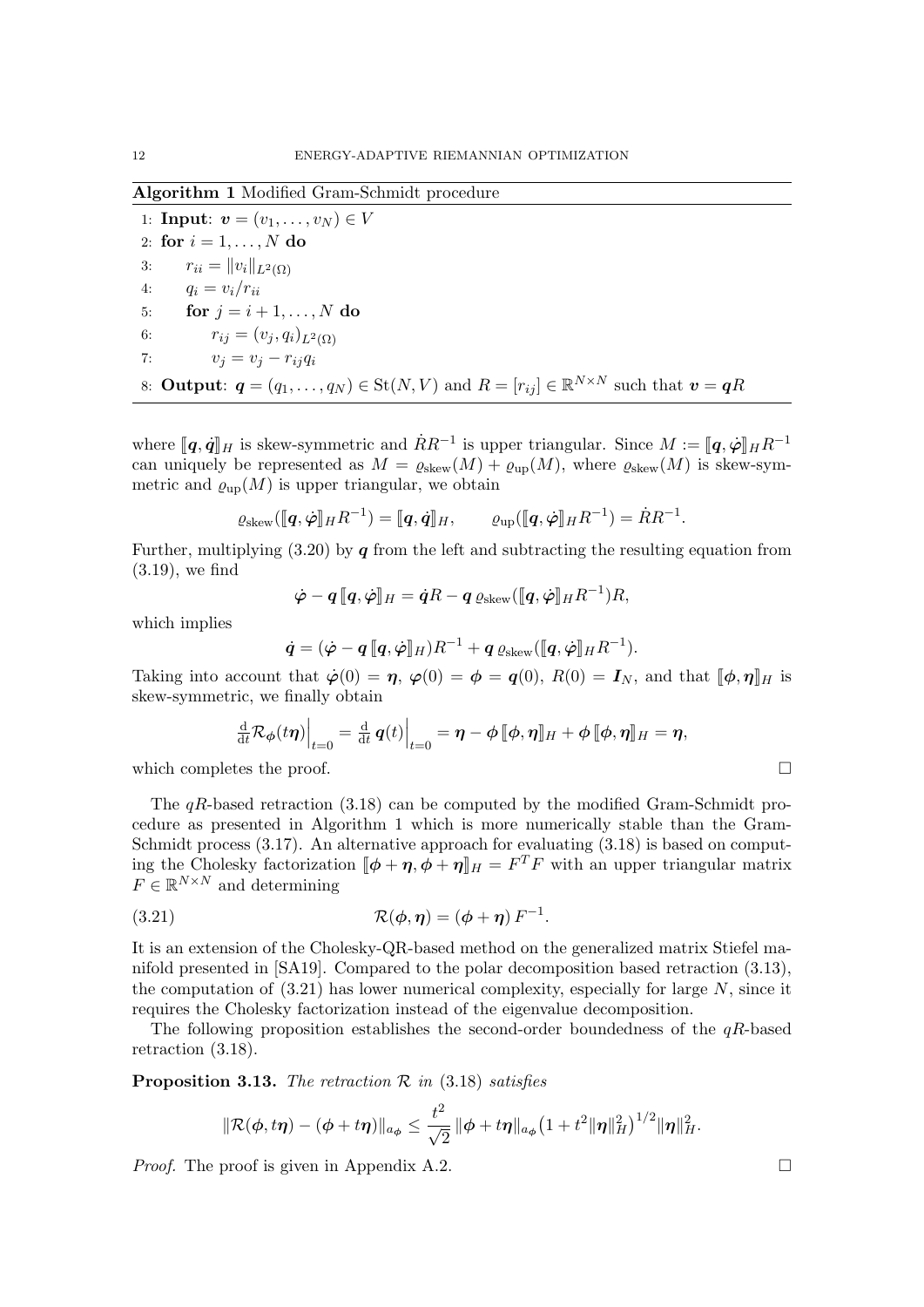**Algorithm 1** Modified Gram-Schmidt procedure

1: **Input**: $\boldsymbol{v} = (v_1, \ldots, v_N) \in V$
2: **for** $i = 1, \ldots, N$ **do**
3: $\quad r_{ii} = \|v_i\|_{L^2(\Omega)}$
4: $\quad q_i = v_i / r_{ii}$
5: $\quad$ **for** $j = i+1, \ldots, N$ **do**
6: $\quad\quad r_{ij} = (v_j, q_i)_{L^2(\Omega)}$
7: $\quad\quad v_j = v_j - r_{ij} q_i$
8: **Output**: $\boldsymbol{q} = (q_1, \ldots, q_N) \in \mathrm{St}(N, V)$ and $R = [r_{ij}] \in \mathbb{R}^{N\times N}$ such that $\boldsymbol{v} = \boldsymbol{q}R$

where $[\![\boldsymbol{q}, \dot{\boldsymbol{q}}]\!]_H$ is skew-symmetric and $\dot{R}R^{-1}$ is upper triangular. Since $M := [\![\boldsymbol{q}, \dot{\boldsymbol{\varphi}}]\!]_H R^{-1}$ can uniquely be represented as $M = \varrho_{\rm skew}(M) + \varrho_{\rm up}(M)$, where $\varrho_{\rm skew}(M)$ is skew-symmetric and $\varrho_{\rm up}(M)$ is upper triangular, we obtain

$$\varrho_{\rm skew}([\![\boldsymbol{q}, \dot{\boldsymbol{\varphi}}]\!]_H R^{-1}) = [\![\boldsymbol{q}, \dot{\boldsymbol{q}}]\!]_H, \qquad \varrho_{\rm up}([\![\boldsymbol{q}, \dot{\boldsymbol{\varphi}}]\!]_H R^{-1}) = \dot{R}R^{-1}.$$

Further, multiplying (3.20) by $\boldsymbol{q}$ from the left and subtracting the resulting equation from (3.19), we find

$$\dot{\boldsymbol{\varphi}} - \boldsymbol{q}\,[\![\boldsymbol{q}, \dot{\boldsymbol{\varphi}}]\!]_H = \dot{\boldsymbol{q}}R - \boldsymbol{q}\,\varrho_{\rm skew}([\![\boldsymbol{q}, \dot{\boldsymbol{\varphi}}]\!]_H R^{-1})R,$$

which implies

$$\dot{\boldsymbol{q}} = (\dot{\boldsymbol{\varphi}} - \boldsymbol{q}\,[\![\boldsymbol{q}, \dot{\boldsymbol{\varphi}}]\!]_H)R^{-1} + \boldsymbol{q}\,\varrho_{\rm skew}([\![\boldsymbol{q}, \dot{\boldsymbol{\varphi}}]\!]_H R^{-1}).$$

Taking into account that $\dot{\boldsymbol{\varphi}}(0) = \boldsymbol{\eta}$, $\boldsymbol{\varphi}(0) = \boldsymbol{\phi} = \boldsymbol{q}(0)$, $R(0) = \boldsymbol{I}_N$, and that $[\![\boldsymbol{\phi}, \boldsymbol{\eta}]\!]_H$ is skew-symmetric, we finally obtain

$$\frac{\mathrm{d}}{\mathrm{d}t}\mathcal{R}_{\boldsymbol{\phi}}(t\boldsymbol{\eta})\Big|_{t=0} = \frac{\mathrm{d}}{\mathrm{d}t}\,\boldsymbol{q}(t)\Big|_{t=0} = \boldsymbol{\eta} - \boldsymbol{\phi}\,[\![\boldsymbol{\phi}, \boldsymbol{\eta}]\!]_H + \boldsymbol{\phi}\,[\![\boldsymbol{\phi}, \boldsymbol{\eta}]\!]_H = \boldsymbol{\eta},$$

which completes the proof. □

The $qR$-based retraction (3.18) can be computed by the modified Gram-Schmidt procedure as presented in Algorithm 1 which is more numerically stable than the Gram-Schmidt process (3.17). An alternative approach for evaluating (3.18) is based on computing the Cholesky factorization $[\![\boldsymbol{\phi} + \boldsymbol{\eta}, \boldsymbol{\phi} + \boldsymbol{\eta}]\!]_H = F^T F$ with an upper triangular matrix $F \in \mathbb{R}^{N\times N}$ and determining

$$\mathcal{R}(\boldsymbol{\phi}, \boldsymbol{\eta}) = (\boldsymbol{\phi} + \boldsymbol{\eta})\,F^{-1}. \tag{3.21}$$

It is an extension of the Cholesky-QR-based method on the generalized matrix Stiefel manifold presented in [SA19]. Compared to the polar decomposition based retraction (3.13), the computation of (3.21) has lower numerical complexity, especially for large $N$, since it requires the Cholesky factorization instead of the eigenvalue decomposition.

The following proposition establishes the second-order boundedness of the $qR$-based retraction (3.18).

**Proposition 3.13.** *The retraction $\mathcal{R}$ in* (3.18) *satisfies*

$$\|\mathcal{R}(\boldsymbol{\phi}, t\boldsymbol{\eta}) - (\boldsymbol{\phi} + t\boldsymbol{\eta})\|_{a_{\boldsymbol{\phi}}} \le \frac{t^2}{\sqrt{2}}\,\|\boldsymbol{\phi} + t\boldsymbol{\eta}\|_{a_{\boldsymbol{\phi}}}\big(1 + t^2\|\boldsymbol{\eta}\|_H^2\big)^{1/2}\|\boldsymbol{\eta}\|_H^2.$$

*Proof.* The proof is given in Appendix A.2. □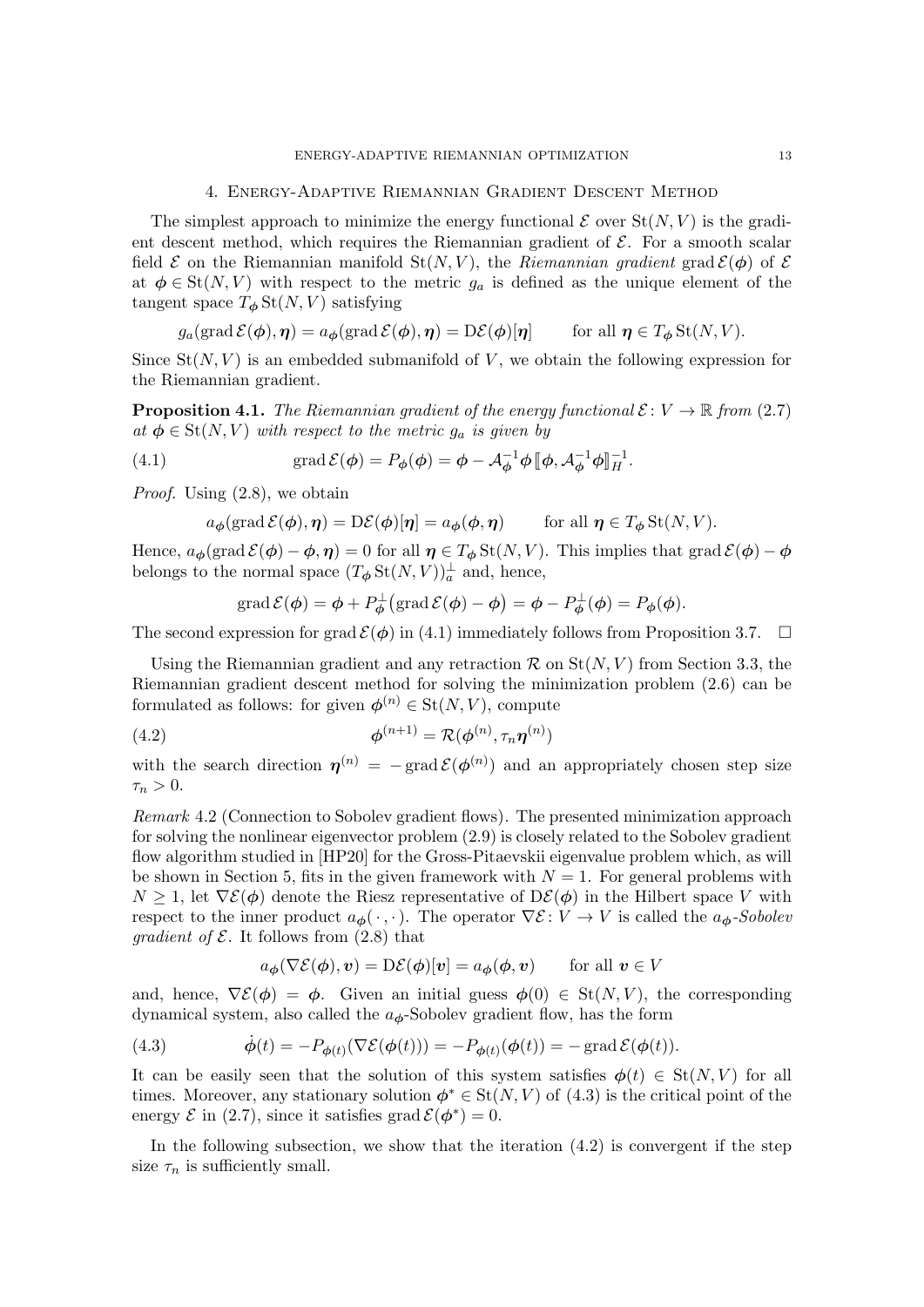## 4. Energy-Adaptive Riemannian Gradient Descent Method

The simplest approach to minimize the energy functional $\mathcal{E}$ over $\mathrm{St}(N,V)$ is the gradient descent method, which requires the Riemannian gradient of $\mathcal{E}$. For a smooth scalar field $\mathcal{E}$ on the Riemannian manifold $\mathrm{St}(N,V)$, the *Riemannian gradient* $\operatorname{grad}\mathcal{E}(\boldsymbol{\phi})$ of $\mathcal{E}$ at $\boldsymbol{\phi}\in\mathrm{St}(N,V)$ with respect to the metric $g_a$ is defined as the unique element of the tangent space $T_{\boldsymbol{\phi}}\mathrm{St}(N,V)$ satisfying

$$g_a(\operatorname{grad}\mathcal{E}(\boldsymbol{\phi}),\boldsymbol{\eta}) = a_{\boldsymbol{\phi}}(\operatorname{grad}\mathcal{E}(\boldsymbol{\phi}),\boldsymbol{\eta}) = \mathrm{D}\mathcal{E}(\boldsymbol{\phi})[\boldsymbol{\eta}] \qquad \text{for all } \boldsymbol{\eta}\in T_{\boldsymbol{\phi}}\mathrm{St}(N,V).$$

Since $\mathrm{St}(N,V)$ is an embedded submanifold of $V$, we obtain the following expression for the Riemannian gradient.

**Proposition 4.1.** *The Riemannian gradient of the energy functional $\mathcal{E}\colon V\to\mathbb{R}$ from (2.7) at $\boldsymbol{\phi}\in\mathrm{St}(N,V)$ with respect to the metric $g_a$ is given by*

$$\operatorname{grad}\mathcal{E}(\boldsymbol{\phi}) = P_{\boldsymbol{\phi}}(\boldsymbol{\phi}) = \boldsymbol{\phi} - \mathcal{A}_{\boldsymbol{\phi}}^{-1}\boldsymbol{\phi}\,[\![\boldsymbol{\phi},\mathcal{A}_{\boldsymbol{\phi}}^{-1}\boldsymbol{\phi}]\!]_H^{-1}. \tag{4.1}$$

*Proof.* Using (2.8), we obtain

$$a_{\boldsymbol{\phi}}(\operatorname{grad}\mathcal{E}(\boldsymbol{\phi}),\boldsymbol{\eta}) = \mathrm{D}\mathcal{E}(\boldsymbol{\phi})[\boldsymbol{\eta}] = a_{\boldsymbol{\phi}}(\boldsymbol{\phi},\boldsymbol{\eta}) \qquad \text{for all } \boldsymbol{\eta}\in T_{\boldsymbol{\phi}}\mathrm{St}(N,V).$$

Hence, $a_{\boldsymbol{\phi}}(\operatorname{grad}\mathcal{E}(\boldsymbol{\phi})-\boldsymbol{\phi},\boldsymbol{\eta})=0$ for all $\boldsymbol{\eta}\in T_{\boldsymbol{\phi}}\mathrm{St}(N,V)$. This implies that $\operatorname{grad}\mathcal{E}(\boldsymbol{\phi})-\boldsymbol{\phi}$ belongs to the normal space $(T_{\boldsymbol{\phi}}\mathrm{St}(N,V))_a^{\perp}$ and, hence,

$$\operatorname{grad}\mathcal{E}(\boldsymbol{\phi}) = \boldsymbol{\phi} + P_{\boldsymbol{\phi}}^{\perp}\big(\operatorname{grad}\mathcal{E}(\boldsymbol{\phi})-\boldsymbol{\phi}\big) = \boldsymbol{\phi} - P_{\boldsymbol{\phi}}^{\perp}(\boldsymbol{\phi}) = P_{\boldsymbol{\phi}}(\boldsymbol{\phi}).$$

The second expression for $\operatorname{grad}\mathcal{E}(\boldsymbol{\phi})$ in (4.1) immediately follows from Proposition 3.7. $\square$

Using the Riemannian gradient and any retraction $\mathcal{R}$ on $\mathrm{St}(N,V)$ from Section 3.3, the Riemannian gradient descent method for solving the minimization problem (2.6) can be formulated as follows: for given $\boldsymbol{\phi}^{(n)}\in\mathrm{St}(N,V)$, compute

$$\boldsymbol{\phi}^{(n+1)} = \mathcal{R}(\boldsymbol{\phi}^{(n)},\tau_n\boldsymbol{\eta}^{(n)}) \tag{4.2}$$

with the search direction $\boldsymbol{\eta}^{(n)} = -\operatorname{grad}\mathcal{E}(\boldsymbol{\phi}^{(n)})$ and an appropriately chosen step size $\tau_n>0$.

*Remark* 4.2 (Connection to Sobolev gradient flows). The presented minimization approach for solving the nonlinear eigenvector problem (2.9) is closely related to the Sobolev gradient flow algorithm studied in [HP20] for the Gross-Pitaevskii eigenvalue problem which, as will be shown in Section 5, fits in the given framework with $N=1$. For general problems with $N\geq 1$, let $\nabla\mathcal{E}(\boldsymbol{\phi})$ denote the Riesz representative of $\mathrm{D}\mathcal{E}(\boldsymbol{\phi})$ in the Hilbert space $V$ with respect to the inner product $a_{\boldsymbol{\phi}}(\,\cdot\,,\cdot\,)$. The operator $\nabla\mathcal{E}\colon V\to V$ is called the *$a_{\boldsymbol{\phi}}$-Sobolev gradient of $\mathcal{E}$*. It follows from (2.8) that

$$a_{\boldsymbol{\phi}}(\nabla\mathcal{E}(\boldsymbol{\phi}),\boldsymbol{v}) = \mathrm{D}\mathcal{E}(\boldsymbol{\phi})[\boldsymbol{v}] = a_{\boldsymbol{\phi}}(\boldsymbol{\phi},\boldsymbol{v}) \qquad \text{for all } \boldsymbol{v}\in V$$

and, hence, $\nabla\mathcal{E}(\boldsymbol{\phi})=\boldsymbol{\phi}$. Given an initial guess $\boldsymbol{\phi}(0)\in\mathrm{St}(N,V)$, the corresponding dynamical system, also called the $a_{\boldsymbol{\phi}}$-Sobolev gradient flow, has the form

$$\dot{\boldsymbol{\phi}}(t) = -P_{\boldsymbol{\phi}(t)}(\nabla\mathcal{E}(\boldsymbol{\phi}(t))) = -P_{\boldsymbol{\phi}(t)}(\boldsymbol{\phi}(t)) = -\operatorname{grad}\mathcal{E}(\boldsymbol{\phi}(t)). \tag{4.3}$$

It can be easily seen that the solution of this system satisfies $\boldsymbol{\phi}(t)\in\mathrm{St}(N,V)$ for all times. Moreover, any stationary solution $\boldsymbol{\phi}^*\in\mathrm{St}(N,V)$ of (4.3) is the critical point of the energy $\mathcal{E}$ in (2.7), since it satisfies $\operatorname{grad}\mathcal{E}(\boldsymbol{\phi}^*)=0$.

In the following subsection, we show that the iteration (4.2) is convergent if the step size $\tau_n$ is sufficiently small.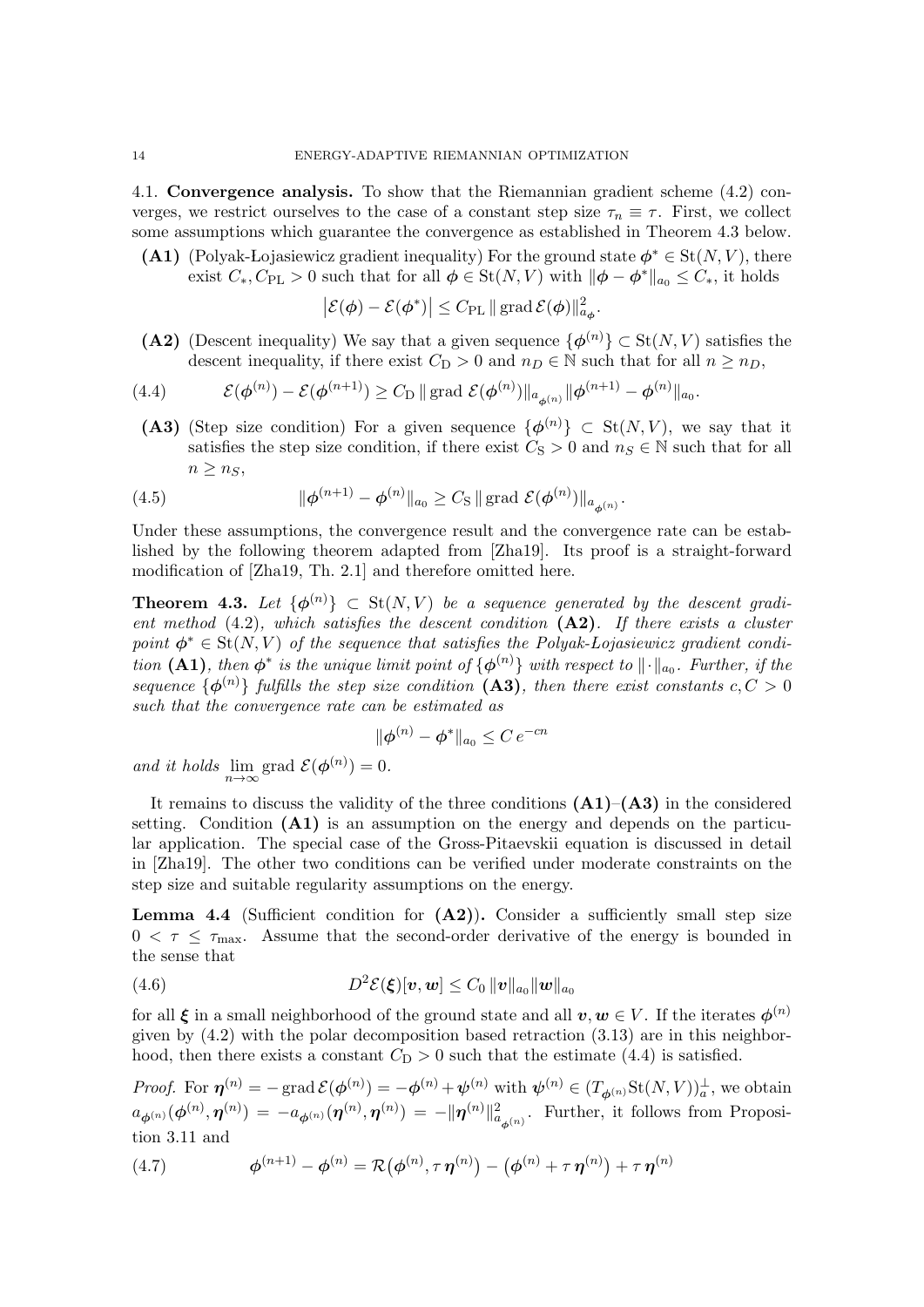4.1. **Convergence analysis.** To show that the Riemannian gradient scheme (4.2) converges, we restrict ourselves to the case of a constant step size $\tau_n \equiv \tau$. First, we collect some assumptions which guarantee the convergence as established in Theorem 4.3 below.

- **(A1)** (Polyak-Łojasiewicz gradient inequality) For the ground state $\boldsymbol{\phi}^* \in \mathrm{St}(N,V)$, there exist $C_*, C_{\mathrm{PL}} > 0$ such that for all $\boldsymbol{\phi} \in \mathrm{St}(N,V)$ with $\|\boldsymbol{\phi} - \boldsymbol{\phi}^*\|_{a_0} \le C_*$, it holds

$$\big|\mathcal{E}(\boldsymbol{\phi}) - \mathcal{E}(\boldsymbol{\phi}^*)\big| \le C_{\mathrm{PL}} \,\|\operatorname{grad}\mathcal{E}(\boldsymbol{\phi})\|^2_{a_{\boldsymbol{\phi}}}.$$

- **(A2)** (Descent inequality) We say that a given sequence $\{\boldsymbol{\phi}^{(n)}\} \subset \mathrm{St}(N,V)$ satisfies the descent inequality, if there exist $C_{\mathrm{D}} > 0$ and $n_D \in \mathbb{N}$ such that for all $n \ge n_D$,

$$\mathcal{E}(\boldsymbol{\phi}^{(n)}) - \mathcal{E}(\boldsymbol{\phi}^{(n+1)}) \ge C_{\mathrm{D}} \,\|\operatorname{grad}\,\mathcal{E}(\boldsymbol{\phi}^{(n)})\|_{a_{\boldsymbol{\phi}^{(n)}}} \|\boldsymbol{\phi}^{(n+1)} - \boldsymbol{\phi}^{(n)}\|_{a_0}. \tag{4.4}$$

- **(A3)** (Step size condition) For a given sequence $\{\boldsymbol{\phi}^{(n)}\} \subset \mathrm{St}(N,V)$, we say that it satisfies the step size condition, if there exist $C_{\mathrm{S}} > 0$ and $n_S \in \mathbb{N}$ such that for all $n \ge n_S$,

$$\|\boldsymbol{\phi}^{(n+1)} - \boldsymbol{\phi}^{(n)}\|_{a_0} \ge C_{\mathrm{S}} \,\|\operatorname{grad}\,\mathcal{E}(\boldsymbol{\phi}^{(n)})\|_{a_{\boldsymbol{\phi}^{(n)}}}. \tag{4.5}$$

Under these assumptions, the convergence result and the convergence rate can be established by the following theorem adapted from [Zha19]. Its proof is a straight-forward modification of [Zha19, Th. 2.1] and therefore omitted here.

**Theorem 4.3.** *Let $\{\boldsymbol{\phi}^{(n)}\} \subset \mathrm{St}(N,V)$ be a sequence generated by the descent gradient method* (4.2)*, which satisfies the descent condition* **(A2)***. If there exists a cluster point $\boldsymbol{\phi}^* \in \mathrm{St}(N,V)$ of the sequence that satisfies the Polyak-Łojasiewicz gradient condition* **(A1)***, then $\boldsymbol{\phi}^*$ is the unique limit point of $\{\boldsymbol{\phi}^{(n)}\}$ with respect to $\|\cdot\|_{a_0}$. Further, if the sequence $\{\boldsymbol{\phi}^{(n)}\}$ fulfills the step size condition* **(A3)***, then there exist constants $c, C > 0$ such that the convergence rate can be estimated as*

$$\|\boldsymbol{\phi}^{(n)} - \boldsymbol{\phi}^*\|_{a_0} \le C\, e^{-cn}$$

*and it holds* $\lim_{n\to\infty} \operatorname{grad}\,\mathcal{E}(\boldsymbol{\phi}^{(n)}) = 0$.

It remains to discuss the validity of the three conditions **(A1)**–**(A3)** in the considered setting. Condition **(A1)** is an assumption on the energy and depends on the particular application. The special case of the Gross-Pitaevskii equation is discussed in detail in [Zha19]. The other two conditions can be verified under moderate constraints on the step size and suitable regularity assumptions on the energy.

**Lemma 4.4** (Sufficient condition for **(A2)**)**.** Consider a sufficiently small step size $0 < \tau \le \tau_{\max}$. Assume that the second-order derivative of the energy is bounded in the sense that

$$D^2\mathcal{E}(\boldsymbol{\xi})[\boldsymbol{v}, \boldsymbol{w}] \le C_0 \,\|\boldsymbol{v}\|_{a_0} \|\boldsymbol{w}\|_{a_0} \tag{4.6}$$

for all $\boldsymbol{\xi}$ in a small neighborhood of the ground state and all $\boldsymbol{v}, \boldsymbol{w} \in V$. If the iterates $\boldsymbol{\phi}^{(n)}$ given by (4.2) with the polar decomposition based retraction (3.13) are in this neighborhood, then there exists a constant $C_{\mathrm{D}} > 0$ such that the estimate (4.4) is satisfied.

*Proof.* For $\boldsymbol{\eta}^{(n)} = -\operatorname{grad}\mathcal{E}(\boldsymbol{\phi}^{(n)}) = -\boldsymbol{\phi}^{(n)} + \boldsymbol{\psi}^{(n)}$ with $\boldsymbol{\psi}^{(n)} \in (T_{\boldsymbol{\phi}^{(n)}}\mathrm{St}(N,V))_a^{\perp}$, we obtain $a_{\boldsymbol{\phi}^{(n)}}(\boldsymbol{\phi}^{(n)}, \boldsymbol{\eta}^{(n)}) = -a_{\boldsymbol{\phi}^{(n)}}(\boldsymbol{\eta}^{(n)}, \boldsymbol{\eta}^{(n)}) = -\|\boldsymbol{\eta}^{(n)}\|^2_{a_{\boldsymbol{\phi}^{(n)}}}$. Further, it follows from Proposition 3.11 and

$$\boldsymbol{\phi}^{(n+1)} - \boldsymbol{\phi}^{(n)} = \mathcal{R}\big(\boldsymbol{\phi}^{(n)}, \tau\,\boldsymbol{\eta}^{(n)}\big) - \big(\boldsymbol{\phi}^{(n)} + \tau\,\boldsymbol{\eta}^{(n)}\big) + \tau\,\boldsymbol{\eta}^{(n)} \tag{4.7}$$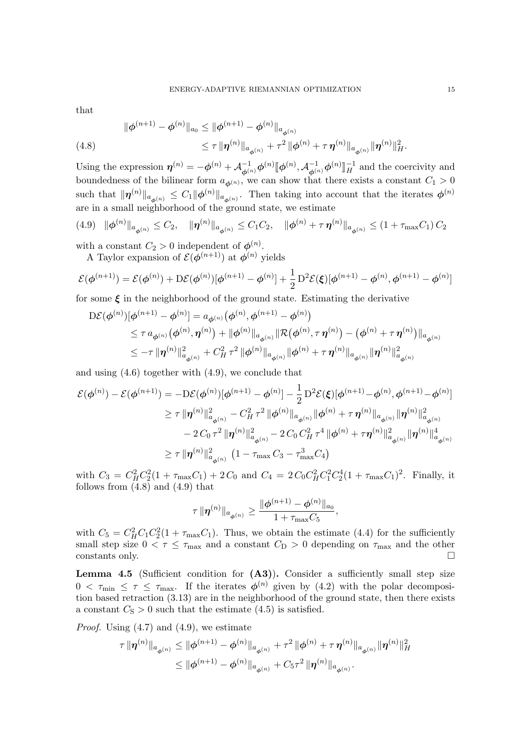that

$$
\begin{aligned}
\|\boldsymbol{\phi}^{(n+1)} - \boldsymbol{\phi}^{(n)}\|_{a_0} &\le \|\boldsymbol{\phi}^{(n+1)} - \boldsymbol{\phi}^{(n)}\|_{a_{\boldsymbol{\phi}^{(n)}}} \\
&\le \tau\, \|\boldsymbol{\eta}^{(n)}\|_{a_{\boldsymbol{\phi}^{(n)}}} + \tau^2\, \|\boldsymbol{\phi}^{(n)} + \tau\, \boldsymbol{\eta}^{(n)}\|_{a_{\boldsymbol{\phi}^{(n)}}} \|\boldsymbol{\eta}^{(n)}\|_H^2. 
\end{aligned} \tag{4.8}
$$

Using the expression $\boldsymbol{\eta}^{(n)} = -\boldsymbol{\phi}^{(n)} + \mathcal{A}_{\boldsymbol{\phi}^{(n)}}^{-1} \boldsymbol{\phi}^{(n)} [\![\boldsymbol{\phi}^{(n)}, \mathcal{A}_{\boldsymbol{\phi}^{(n)}}^{-1} \boldsymbol{\phi}^{(n)}]\!]_H^{-1}$ and the coercivity and boundedness of the bilinear form $a_{\boldsymbol{\phi}^{(n)}}$, we can show that there exists a constant $C_1 > 0$ such that $\|\boldsymbol{\eta}^{(n)}\|_{a_{\boldsymbol{\phi}^{(n)}}} \le C_1 \|\boldsymbol{\phi}^{(n)}\|_{a_{\boldsymbol{\phi}^{(n)}}}$. Then taking into account that the iterates $\boldsymbol{\phi}^{(n)}$ are in a small neighborhood of the ground state, we estimate

$$
\|\boldsymbol{\phi}^{(n)}\|_{a_{\boldsymbol{\phi}^{(n)}}} \le C_2, \quad \|\boldsymbol{\eta}^{(n)}\|_{a_{\boldsymbol{\phi}^{(n)}}} \le C_1 C_2, \quad \|\boldsymbol{\phi}^{(n)} + \tau\, \boldsymbol{\eta}^{(n)}\|_{a_{\boldsymbol{\phi}^{(n)}}} \le (1 + \tau_{\max} C_1)\, C_2 \tag{4.9}
$$

with a constant $C_2 > 0$ independent of $\boldsymbol{\phi}^{(n)}$.

A Taylor expansion of $\mathcal{E}(\boldsymbol{\phi}^{(n+1)})$ at $\boldsymbol{\phi}^{(n)}$ yields

$$
\mathcal{E}(\boldsymbol{\phi}^{(n+1)}) = \mathcal{E}(\boldsymbol{\phi}^{(n)}) + \mathrm{D}\mathcal{E}(\boldsymbol{\phi}^{(n)})[\boldsymbol{\phi}^{(n+1)} - \boldsymbol{\phi}^{(n)}] + \frac{1}{2}\, \mathrm{D}^2\mathcal{E}(\boldsymbol{\xi})[\boldsymbol{\phi}^{(n+1)} - \boldsymbol{\phi}^{(n)}, \boldsymbol{\phi}^{(n+1)} - \boldsymbol{\phi}^{(n)}]
$$

for some $\boldsymbol{\xi}$ in the neighborhood of the ground state. Estimating the derivative

$$
\begin{aligned}
\mathrm{D}\mathcal{E}(\boldsymbol{\phi}^{(n)})[\boldsymbol{\phi}^{(n+1)} - \boldsymbol{\phi}^{(n)}] &= a_{\boldsymbol{\phi}^{(n)}}\big(\boldsymbol{\phi}^{(n)}, \boldsymbol{\phi}^{(n+1)} - \boldsymbol{\phi}^{(n)}\big) \\
&\le \tau\, a_{\boldsymbol{\phi}^{(n)}}\big(\boldsymbol{\phi}^{(n)}, \boldsymbol{\eta}^{(n)}\big) + \|\boldsymbol{\phi}^{(n)}\|_{a_{\boldsymbol{\phi}^{(n)}}} \|\mathcal{R}\big(\boldsymbol{\phi}^{(n)}, \tau\, \boldsymbol{\eta}^{(n)}\big) - \big(\boldsymbol{\phi}^{(n)} + \tau\, \boldsymbol{\eta}^{(n)}\big)\|_{a_{\boldsymbol{\phi}^{(n)}}} \\
&\le -\tau\, \|\boldsymbol{\eta}^{(n)}\|_{a_{\boldsymbol{\phi}^{(n)}}}^2 + C_H^2\, \tau^2\, \|\boldsymbol{\phi}^{(n)}\|_{a_{\boldsymbol{\phi}^{(n)}}} \|\boldsymbol{\phi}^{(n)} + \tau\, \boldsymbol{\eta}^{(n)}\|_{a_{\boldsymbol{\phi}^{(n)}}} \|\boldsymbol{\eta}^{(n)}\|_{a_{\boldsymbol{\phi}^{(n)}}}^2
\end{aligned}
$$

and using (4.6) together with (4.9), we conclude that

$$
\begin{aligned}
\mathcal{E}(\boldsymbol{\phi}^{(n)}) - \mathcal{E}(\boldsymbol{\phi}^{(n+1)}) &= -\mathrm{D}\mathcal{E}(\boldsymbol{\phi}^{(n)})[\boldsymbol{\phi}^{(n+1)} - \boldsymbol{\phi}^{(n)}] - \frac{1}{2}\, \mathrm{D}^2\mathcal{E}(\boldsymbol{\xi})[\boldsymbol{\phi}^{(n+1)} - \boldsymbol{\phi}^{(n)}, \boldsymbol{\phi}^{(n+1)} - \boldsymbol{\phi}^{(n)}] \\
&\ge \tau\, \|\boldsymbol{\eta}^{(n)}\|_{a_{\boldsymbol{\phi}^{(n)}}}^2 - C_H^2\, \tau^2\, \|\boldsymbol{\phi}^{(n)}\|_{a_{\boldsymbol{\phi}^{(n)}}} \|\boldsymbol{\phi}^{(n)} + \tau\, \boldsymbol{\eta}^{(n)}\|_{a_{\boldsymbol{\phi}^{(n)}}} \|\boldsymbol{\eta}^{(n)}\|_{a_{\boldsymbol{\phi}^{(n)}}}^2 \\
&\quad - 2\, C_0\, \tau^2\, \|\boldsymbol{\eta}^{(n)}\|_{a_{\boldsymbol{\phi}^{(n)}}}^2 - 2\, C_0\, C_H^2\, \tau^4\, \|\boldsymbol{\phi}^{(n)} + \tau \boldsymbol{\eta}^{(n)}\|_{a_{\boldsymbol{\phi}^{(n)}}}^2 \|\boldsymbol{\eta}^{(n)}\|_{a_{\boldsymbol{\phi}^{(n)}}}^4 \\
&\ge \tau\, \|\boldsymbol{\eta}^{(n)}\|_{a_{\boldsymbol{\phi}^{(n)}}}^2 \big(1 - \tau_{\max}\, C_3 - \tau_{\max}^3 C_4\big)
\end{aligned}
$$

with $C_3 = C_H^2 C_2^2 (1 + \tau_{\max} C_1) + 2\, C_0$ and $C_4 = 2\, C_0 C_H^2 C_1^2 C_2^4 (1 + \tau_{\max} C_1)^2$. Finally, it follows from (4.8) and (4.9) that

$$
\tau\, \|\boldsymbol{\eta}^{(n)}\|_{a_{\boldsymbol{\phi}^{(n)}}} \ge \frac{\|\boldsymbol{\phi}^{(n+1)} - \boldsymbol{\phi}^{(n)}\|_{a_0}}{1 + \tau_{\max} C_5},
$$

with $C_5 = C_H^2 C_1 C_2^2 (1 + \tau_{\max} C_1)$. Thus, we obtain the estimate (4.4) for the sufficiently small step size $0 < \tau \le \tau_{\max}$ and a constant $C_{\mathrm{D}} > 0$ depending on $\tau_{\max}$ and the other constants only. $\square$

**Lemma 4.5** (Sufficient condition for **(A3)**)**.** Consider a sufficiently small step size $0 < \tau_{\min} \le \tau \le \tau_{\max}$. If the iterates $\boldsymbol{\phi}^{(n)}$ given by (4.2) with the polar decomposition based retraction (3.13) are in the neighborhood of the ground state, then there exists a constant $C_{\mathrm{S}} > 0$ such that the estimate (4.5) is satisfied.

*Proof.* Using (4.7) and (4.9), we estimate

$$
\begin{aligned}
\tau\, \|\boldsymbol{\eta}^{(n)}\|_{a_{\boldsymbol{\phi}^{(n)}}} &\le \|\boldsymbol{\phi}^{(n+1)} - \boldsymbol{\phi}^{(n)}\|_{a_{\boldsymbol{\phi}^{(n)}}} + \tau^2\, \|\boldsymbol{\phi}^{(n)} + \tau\, \boldsymbol{\eta}^{(n)}\|_{a_{\boldsymbol{\phi}^{(n)}}} \|\boldsymbol{\eta}^{(n)}\|_H^2 \\
&\le \|\boldsymbol{\phi}^{(n+1)} - \boldsymbol{\phi}^{(n)}\|_{a_{\boldsymbol{\phi}^{(n)}}} + C_5 \tau^2\, \|\boldsymbol{\eta}^{(n)}\|_{a_{\boldsymbol{\phi}^{(n)}}}.
\end{aligned}
$$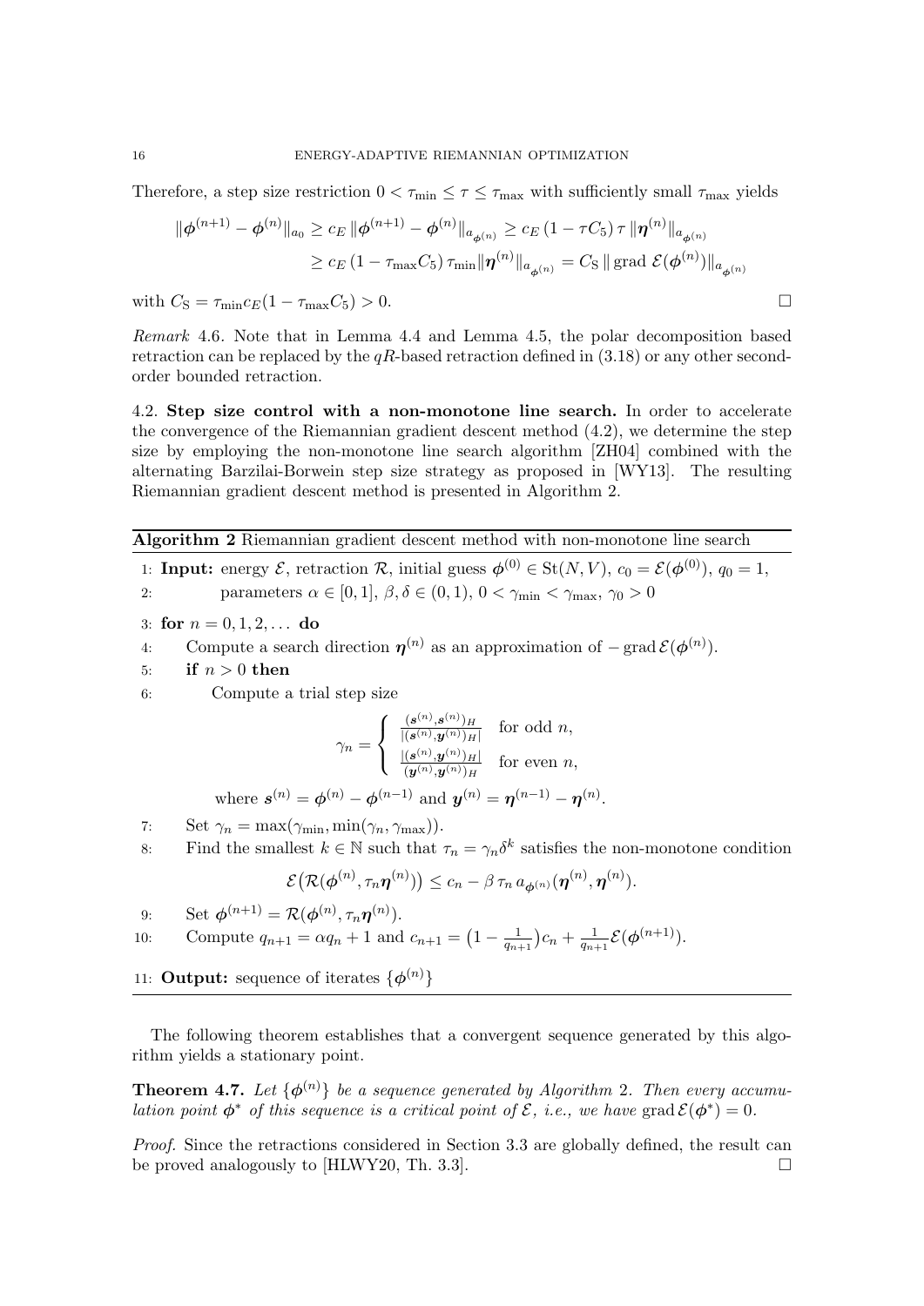Therefore, a step size restriction $0 < \tau_{\min} \le \tau \le \tau_{\max}$ with sufficiently small $\tau_{\max}$ yields

$$
\begin{aligned}
\|\boldsymbol{\phi}^{(n+1)} - \boldsymbol{\phi}^{(n)}\|_{a_0} &\ge c_E \, \|\boldsymbol{\phi}^{(n+1)} - \boldsymbol{\phi}^{(n)}\|_{a_{\boldsymbol{\phi}^{(n)}}} \ge c_E \, (1 - \tau C_5) \, \tau \, \|\boldsymbol{\eta}^{(n)}\|_{a_{\boldsymbol{\phi}^{(n)}}} \\
&\ge c_E \, (1 - \tau_{\max} C_5) \, \tau_{\min} \|\boldsymbol{\eta}^{(n)}\|_{a_{\boldsymbol{\phi}^{(n)}}} = C_{\mathrm{S}} \, \| \operatorname{grad} \mathcal{E}(\boldsymbol{\phi}^{(n)})\|_{a_{\boldsymbol{\phi}^{(n)}}}
\end{aligned}
$$

with $C_{\mathrm{S}} = \tau_{\min} c_E (1 - \tau_{\max} C_5) > 0$. □

*Remark* 4.6. Note that in Lemma 4.4 and Lemma 4.5, the polar decomposition based retraction can be replaced by the $qR$-based retraction defined in (3.18) or any other second-order bounded retraction.

4.2. **Step size control with a non-monotone line search.** In order to accelerate the convergence of the Riemannian gradient descent method (4.2), we determine the step size by employing the non-monotone line search algorithm [ZH04] combined with the alternating Barzilai-Borwein step size strategy as proposed in [WY13]. The resulting Riemannian gradient descent method is presented in Algorithm 2.

---

**Algorithm 2** Riemannian gradient descent method with non-monotone line search

---

1: **Input:** energy $\mathcal{E}$, retraction $\mathcal{R}$, initial guess $\boldsymbol{\phi}^{(0)} \in \mathrm{St}(N, V)$, $c_0 = \mathcal{E}(\boldsymbol{\phi}^{(0)})$, $q_0 = 1$,

2: parameters $\alpha \in [0,1]$, $\beta, \delta \in (0,1)$, $0 < \gamma_{\min} < \gamma_{\max}$, $\gamma_0 > 0$

3: **for** $n = 0, 1, 2, \ldots$ **do**

4: Compute a search direction $\boldsymbol{\eta}^{(n)}$ as an approximation of $-\operatorname{grad} \mathcal{E}(\boldsymbol{\phi}^{(n)})$.

5: **if** $n > 0$ **then**

6: Compute a trial step size

$$
\gamma_n = \begin{cases} \dfrac{(\boldsymbol{s}^{(n)}, \boldsymbol{s}^{(n)})_H}{|(\boldsymbol{s}^{(n)}, \boldsymbol{y}^{(n)})_H|} & \text{for odd } n, \\[2ex] \dfrac{|(\boldsymbol{s}^{(n)}, \boldsymbol{y}^{(n)})_H|}{(\boldsymbol{y}^{(n)}, \boldsymbol{y}^{(n)})_H} & \text{for even } n, \end{cases}
$$

where $\boldsymbol{s}^{(n)} = \boldsymbol{\phi}^{(n)} - \boldsymbol{\phi}^{(n-1)}$ and $\boldsymbol{y}^{(n)} = \boldsymbol{\eta}^{(n-1)} - \boldsymbol{\eta}^{(n)}$.

7: Set $\gamma_n = \max(\gamma_{\min}, \min(\gamma_n, \gamma_{\max}))$.

8: Find the smallest $k \in \mathbb{N}$ such that $\tau_n = \gamma_n \delta^k$ satisfies the non-monotone condition

$$
\mathcal{E}\big(\mathcal{R}(\boldsymbol{\phi}^{(n)}, \tau_n \boldsymbol{\eta}^{(n)})\big) \le c_n - \beta \, \tau_n \, a_{\boldsymbol{\phi}^{(n)}}(\boldsymbol{\eta}^{(n)}, \boldsymbol{\eta}^{(n)}).
$$

9: Set $\boldsymbol{\phi}^{(n+1)} = \mathcal{R}(\boldsymbol{\phi}^{(n)}, \tau_n \boldsymbol{\eta}^{(n)})$.

10: Compute $q_{n+1} = \alpha q_n + 1$ and $c_{n+1} = \big(1 - \frac{1}{q_{n+1}}\big) c_n + \frac{1}{q_{n+1}} \mathcal{E}(\boldsymbol{\phi}^{(n+1)})$.

11: **Output:** sequence of iterates $\{\boldsymbol{\phi}^{(n)}\}$

---

The following theorem establishes that a convergent sequence generated by this algorithm yields a stationary point.

**Theorem 4.7.** *Let $\{\boldsymbol{\phi}^{(n)}\}$ be a sequence generated by Algorithm 2. Then every accumulation point $\boldsymbol{\phi}^*$ of this sequence is a critical point of $\mathcal{E}$, i.e., we have $\operatorname{grad} \mathcal{E}(\boldsymbol{\phi}^*) = 0$.*

*Proof.* Since the retractions considered in Section 3.3 are globally defined, the result can be proved analogously to [HLWY20, Th. 3.3]. □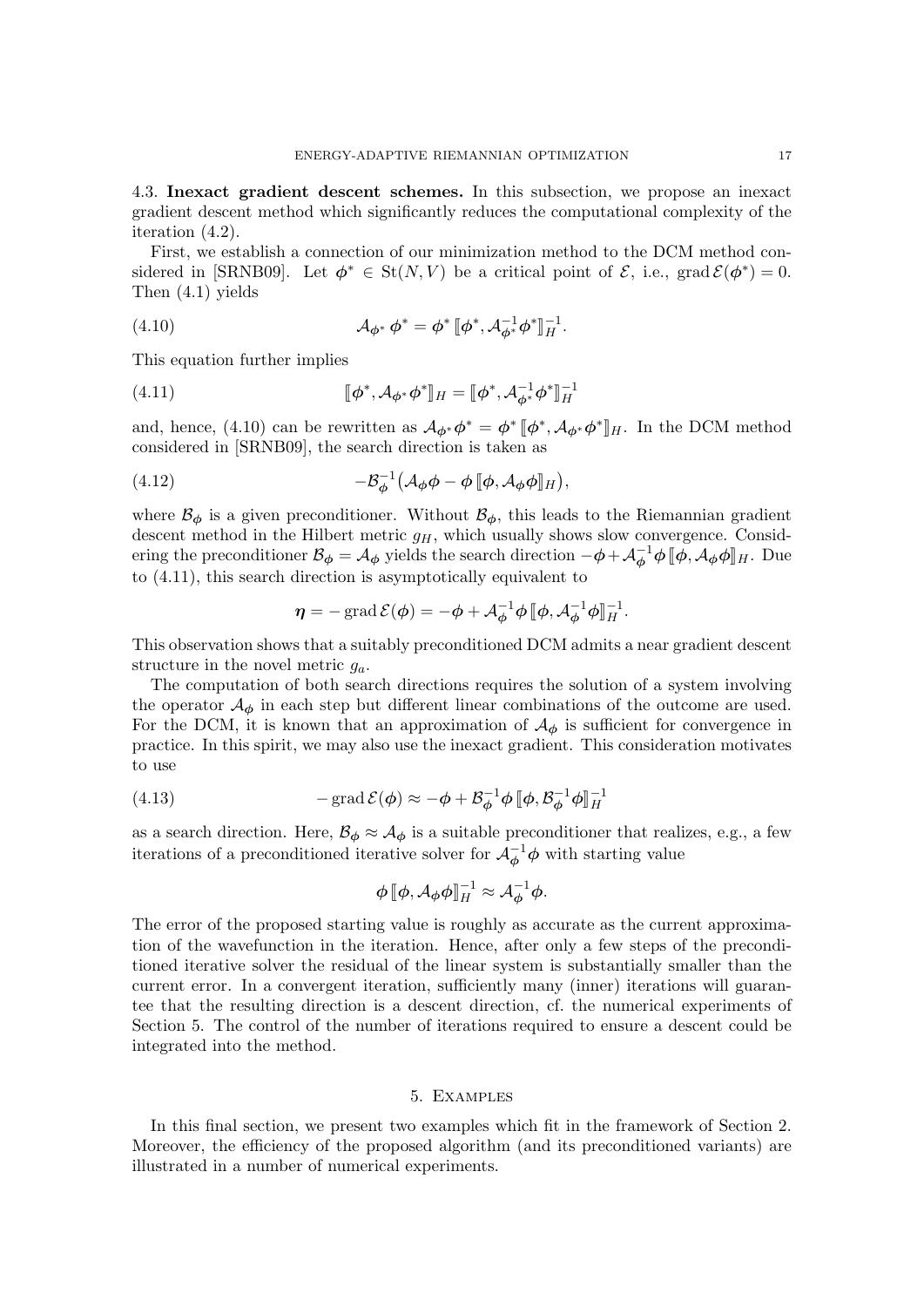4.3. **Inexact gradient descent schemes.** In this subsection, we propose an inexact gradient descent method which significantly reduces the computational complexity of the iteration (4.2).

First, we establish a connection of our minimization method to the DCM method considered in [SRNB09]. Let $\boldsymbol{\phi}^* \in \mathrm{St}(N,V)$ be a critical point of $\mathcal{E}$, i.e., $\operatorname{grad}\mathcal{E}(\boldsymbol{\phi}^*) = 0$. Then (4.1) yields

$$\mathcal{A}_{\boldsymbol{\phi}^*}\,\boldsymbol{\phi}^* = \boldsymbol{\phi}^*\,[\![\boldsymbol{\phi}^*, \mathcal{A}_{\boldsymbol{\phi}^*}^{-1}\boldsymbol{\phi}^*]\!]_H^{-1}. \tag{4.10}$$

This equation further implies

$$[\![\boldsymbol{\phi}^*, \mathcal{A}_{\boldsymbol{\phi}^*}\boldsymbol{\phi}^*]\!]_H = [\![\boldsymbol{\phi}^*, \mathcal{A}_{\boldsymbol{\phi}^*}^{-1}\boldsymbol{\phi}^*]\!]_H^{-1} \tag{4.11}$$

and, hence, (4.10) can be rewritten as $\mathcal{A}_{\boldsymbol{\phi}^*}\boldsymbol{\phi}^* = \boldsymbol{\phi}^*\,[\![\boldsymbol{\phi}^*, \mathcal{A}_{\boldsymbol{\phi}^*}\boldsymbol{\phi}^*]\!]_H$. In the DCM method considered in [SRNB09], the search direction is taken as

$$-\mathcal{B}_{\boldsymbol{\phi}}^{-1}\big(\mathcal{A}_{\boldsymbol{\phi}}\boldsymbol{\phi} - \boldsymbol{\phi}\,[\![\boldsymbol{\phi}, \mathcal{A}_{\boldsymbol{\phi}}\boldsymbol{\phi}]\!]_H\big), \tag{4.12}$$

where $\mathcal{B}_{\boldsymbol{\phi}}$ is a given preconditioner. Without $\mathcal{B}_{\boldsymbol{\phi}}$, this leads to the Riemannian gradient descent method in the Hilbert metric $g_H$, which usually shows slow convergence. Considering the preconditioner $\mathcal{B}_{\boldsymbol{\phi}} = \mathcal{A}_{\boldsymbol{\phi}}$ yields the search direction $-\boldsymbol{\phi} + \mathcal{A}_{\boldsymbol{\phi}}^{-1}\boldsymbol{\phi}\,[\![\boldsymbol{\phi}, \mathcal{A}_{\boldsymbol{\phi}}\boldsymbol{\phi}]\!]_H$. Due to (4.11), this search direction is asymptotically equivalent to

$$\boldsymbol{\eta} = -\operatorname{grad}\mathcal{E}(\boldsymbol{\phi}) = -\boldsymbol{\phi} + \mathcal{A}_{\boldsymbol{\phi}}^{-1}\boldsymbol{\phi}\,[\![\boldsymbol{\phi}, \mathcal{A}_{\boldsymbol{\phi}}^{-1}\boldsymbol{\phi}]\!]_H^{-1}.$$

This observation shows that a suitably preconditioned DCM admits a near gradient descent structure in the novel metric $g_a$.

The computation of both search directions requires the solution of a system involving the operator $\mathcal{A}_{\boldsymbol{\phi}}$ in each step but different linear combinations of the outcome are used. For the DCM, it is known that an approximation of $\mathcal{A}_{\boldsymbol{\phi}}$ is sufficient for convergence in practice. In this spirit, we may also use the inexact gradient. This consideration motivates to use

$$-\operatorname{grad}\mathcal{E}(\boldsymbol{\phi}) \approx -\boldsymbol{\phi} + \mathcal{B}_{\boldsymbol{\phi}}^{-1}\boldsymbol{\phi}\,[\![\boldsymbol{\phi}, \mathcal{B}_{\boldsymbol{\phi}}^{-1}\boldsymbol{\phi}]\!]_H^{-1} \tag{4.13}$$

as a search direction. Here, $\mathcal{B}_{\boldsymbol{\phi}} \approx \mathcal{A}_{\boldsymbol{\phi}}$ is a suitable preconditioner that realizes, e.g., a few iterations of a preconditioned iterative solver for $\mathcal{A}_{\boldsymbol{\phi}}^{-1}\boldsymbol{\phi}$ with starting value

$$\boldsymbol{\phi}\,[\![\boldsymbol{\phi}, \mathcal{A}_{\boldsymbol{\phi}}\boldsymbol{\phi}]\!]_H^{-1} \approx \mathcal{A}_{\boldsymbol{\phi}}^{-1}\boldsymbol{\phi}.$$

The error of the proposed starting value is roughly as accurate as the current approximation of the wavefunction in the iteration. Hence, after only a few steps of the preconditioned iterative solver the residual of the linear system is substantially smaller than the current error. In a convergent iteration, sufficiently many (inner) iterations will guarantee that the resulting direction is a descent direction, cf. the numerical experiments of Section 5. The control of the number of iterations required to ensure a descent could be integrated into the method.

## 5. Examples

In this final section, we present two examples which fit in the framework of Section 2. Moreover, the efficiency of the proposed algorithm (and its preconditioned variants) are illustrated in a number of numerical experiments.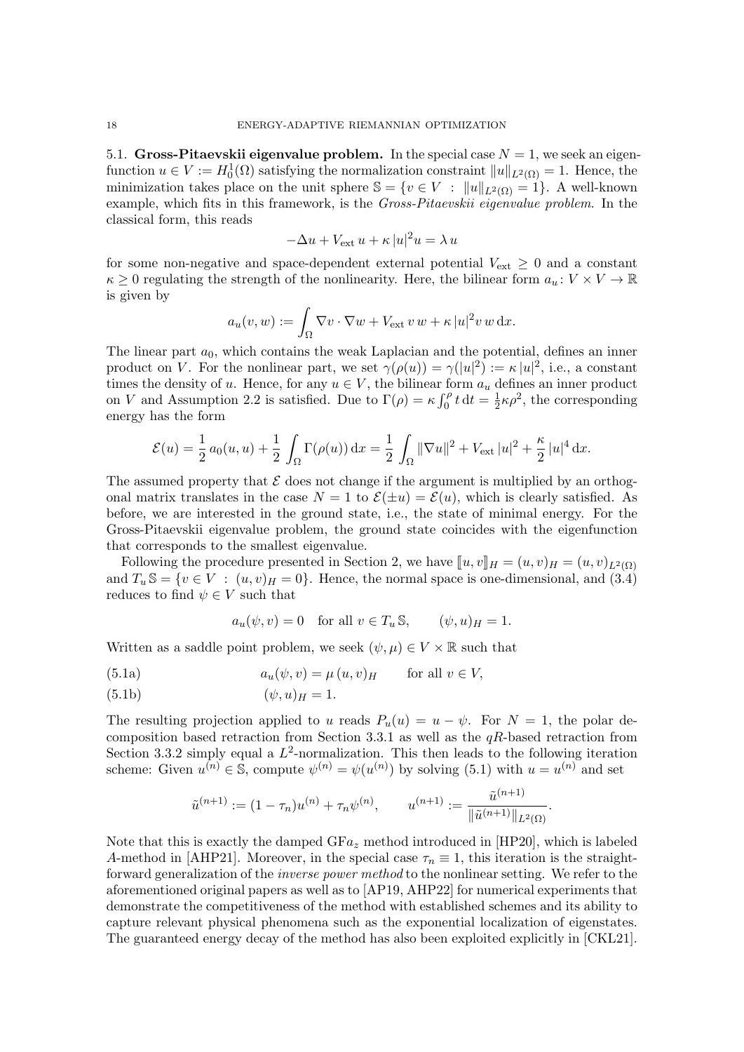### 5.1. Gross-Pitaevskii eigenvalue problem.

In the special case $N = 1$, we seek an eigenfunction $u \in V := H_0^1(\Omega)$ satisfying the normalization constraint $\|u\|_{L^2(\Omega)} = 1$. Hence, the minimization takes place on the unit sphere $\mathbb{S} = \{v \in V \;:\; \|u\|_{L^2(\Omega)} = 1\}$. A well-known example, which fits in this framework, is the *Gross-Pitaevskii eigenvalue problem*. In the classical form, this reads

$$-\Delta u + V_{\text{ext}}\, u + \kappa\, |u|^2 u = \lambda\, u$$

for some non-negative and space-dependent external potential $V_{\text{ext}} \geq 0$ and a constant $\kappa \geq 0$ regulating the strength of the nonlinearity. Here, the bilinear form $a_u \colon V \times V \to \mathbb{R}$ is given by

$$a_u(v, w) := \int_\Omega \nabla v \cdot \nabla w + V_{\text{ext}}\, v\, w + \kappa\, |u|^2 v\, w \,\mathrm{d}x.$$

The linear part $a_0$, which contains the weak Laplacian and the potential, defines an inner product on $V$. For the nonlinear part, we set $\gamma(\rho(u)) = \gamma(|u|^2) := \kappa\, |u|^2$, i.e., a constant times the density of $u$. Hence, for any $u \in V$, the bilinear form $a_u$ defines an inner product on $V$ and Assumption 2.2 is satisfied. Due to $\Gamma(\rho) = \kappa \int_0^\rho t \,\mathrm{d}t = \frac{1}{2}\kappa\rho^2$, the corresponding energy has the form

$$\mathcal{E}(u) = \frac{1}{2}\, a_0(u, u) + \frac{1}{2} \int_\Omega \Gamma(\rho(u)) \,\mathrm{d}x = \frac{1}{2} \int_\Omega \|\nabla u\|^2 + V_{\text{ext}}\, |u|^2 + \frac{\kappa}{2}\, |u|^4 \,\mathrm{d}x.$$

The assumed property that $\mathcal{E}$ does not change if the argument is multiplied by an orthogonal matrix translates in the case $N = 1$ to $\mathcal{E}(\pm u) = \mathcal{E}(u)$, which is clearly satisfied. As before, we are interested in the ground state, i.e., the state of minimal energy. For the Gross-Pitaevskii eigenvalue problem, the ground state coincides with the eigenfunction that corresponds to the smallest eigenvalue.

Following the procedure presented in Section 2, we have $[\![u, v]\!]_H = (u, v)_H = (u, v)_{L^2(\Omega)}$ and $T_u\, \mathbb{S} = \{v \in V \;:\; (u, v)_H = 0\}$. Hence, the normal space is one-dimensional, and (3.4) reduces to find $\psi \in V$ such that

$$a_u(\psi, v) = 0 \quad \text{for all } v \in T_u\, \mathbb{S}, \qquad (\psi, u)_H = 1.$$

Written as a saddle point problem, we seek $(\psi, \mu) \in V \times \mathbb{R}$ such that

$$a_u(\psi, v) = \mu\, (u, v)_H \qquad \text{for all } v \in V, \tag{5.1a}$$

$$(\psi, u)_H = 1. \tag{5.1b}$$

The resulting projection applied to $u$ reads $P_u(u) = u - \psi$. For $N = 1$, the polar decomposition based retraction from Section 3.3.1 as well as the $qR$-based retraction from Section 3.3.2 simply equal a $L^2$-normalization. This then leads to the following iteration scheme: Given $u^{(n)} \in \mathbb{S}$, compute $\psi^{(n)} = \psi(u^{(n)})$ by solving (5.1) with $u = u^{(n)}$ and set

$$\tilde{u}^{(n+1)} := (1 - \tau_n) u^{(n)} + \tau_n \psi^{(n)}, \qquad u^{(n+1)} := \frac{\tilde{u}^{(n+1)}}{\|\tilde{u}^{(n+1)}\|_{L^2(\Omega)}}.$$

Note that this is exactly the damped GF$a_z$ method introduced in [HP20], which is labeled $A$-method in [AHP21]. Moreover, in the special case $\tau_n \equiv 1$, this iteration is the straightforward generalization of the *inverse power method* to the nonlinear setting. We refer to the aforementioned original papers as well as to [AP19, AHP22] for numerical experiments that demonstrate the competitiveness of the method with established schemes and its ability to capture relevant physical phenomena such as the exponential localization of eigenstates. The guaranteed energy decay of the method has also been exploited explicitly in [CKL21].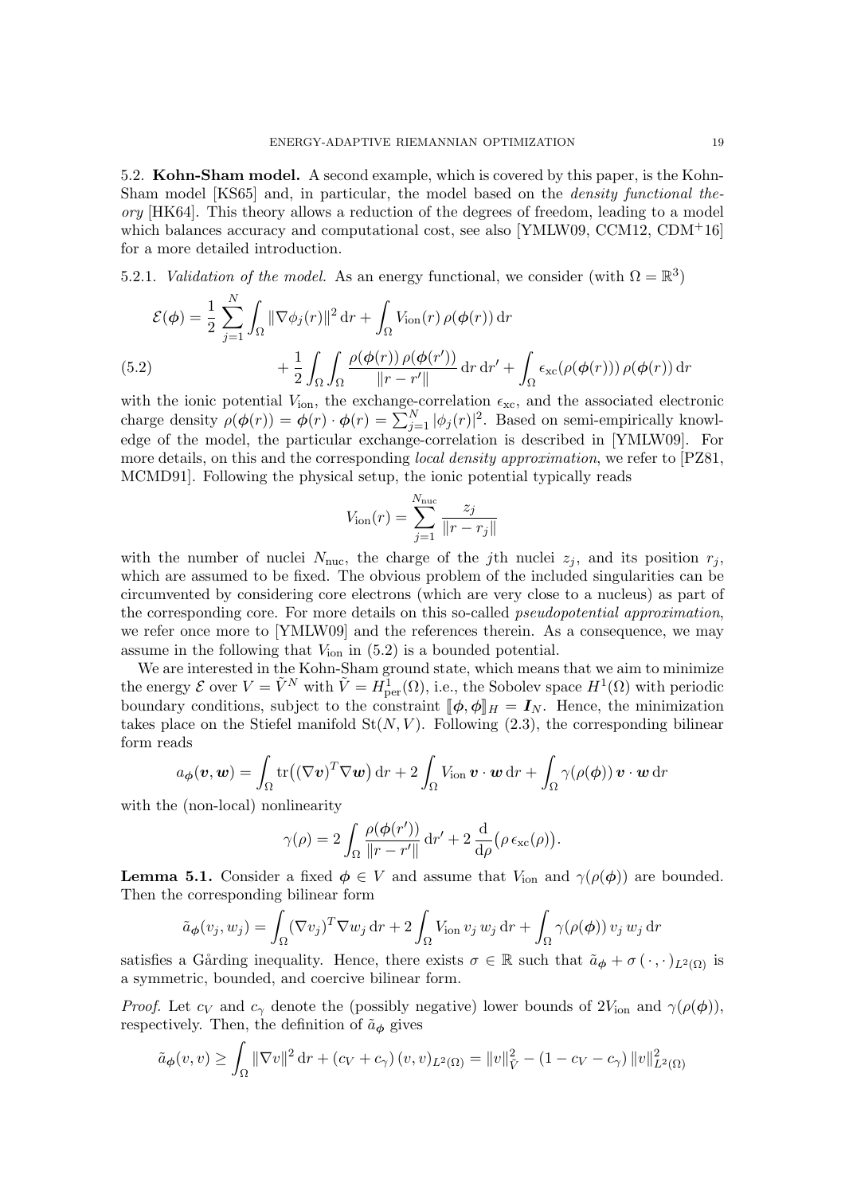### 5.2. **Kohn-Sham model.**

A second example, which is covered by this paper, is the Kohn-Sham model [KS65] and, in particular, the model based on the *density functional theory* [HK64]. This theory allows a reduction of the degrees of freedom, leading to a model which balances accuracy and computational cost, see also [YMLW09, CCM12, CDM+16] for a more detailed introduction.

5.2.1. *Validation of the model.* As an energy functional, we consider (with $\Omega = \mathbb{R}^3$)

$$
\begin{aligned}
\mathcal{E}(\boldsymbol{\phi}) = \frac{1}{2} \sum_{j=1}^{N} \int_\Omega \|\nabla \phi_j(r)\|^2 \,\mathrm{d}r + \int_\Omega V_{\mathrm{ion}}(r)\, \rho(\boldsymbol{\phi}(r)) \,\mathrm{d}r \\
+ \frac{1}{2} \int_\Omega \int_\Omega \frac{\rho(\boldsymbol{\phi}(r))\, \rho(\boldsymbol{\phi}(r'))}{\|r - r'\|} \,\mathrm{d}r \,\mathrm{d}r' + \int_\Omega \epsilon_{\mathrm{xc}}(\rho(\boldsymbol{\phi}(r)))\, \rho(\boldsymbol{\phi}(r)) \,\mathrm{d}r
\end{aligned}
\tag{5.2}
$$

with the ionic potential $V_{\mathrm{ion}}$, the exchange-correlation $\epsilon_{\mathrm{xc}}$, and the associated electronic charge density $\rho(\boldsymbol{\phi}(r)) = \boldsymbol{\phi}(r) \cdot \boldsymbol{\phi}(r) = \sum_{j=1}^{N} |\phi_j(r)|^2$. Based on semi-empirically knowledge of the model, the particular exchange-correlation is described in [YMLW09]. For more details, on this and the corresponding *local density approximation*, we refer to [PZ81, MCMD91]. Following the physical setup, the ionic potential typically reads

$$
V_{\mathrm{ion}}(r) = \sum_{j=1}^{N_{\mathrm{nuc}}} \frac{z_j}{\|r - r_j\|}
$$

with the number of nuclei $N_{\mathrm{nuc}}$, the charge of the $j$th nuclei $z_j$, and its position $r_j$, which are assumed to be fixed. The obvious problem of the included singularities can be circumvented by considering core electrons (which are very close to a nucleus) as part of the corresponding core. For more details on this so-called *pseudopotential approximation*, we refer once more to [YMLW09] and the references therein. As a consequence, we may assume in the following that $V_{\mathrm{ion}}$ in (5.2) is a bounded potential.

We are interested in the Kohn-Sham ground state, which means that we aim to minimize the energy $\mathcal{E}$ over $V = \tilde{V}^N$ with $\tilde{V} = H^1_{\mathrm{per}}(\Omega)$, i.e., the Sobolev space $H^1(\Omega)$ with periodic boundary conditions, subject to the constraint $[\![\boldsymbol{\phi}, \boldsymbol{\phi}]\!]_H = \boldsymbol{I}_N$. Hence, the minimization takes place on the Stiefel manifold $\mathrm{St}(N, V)$. Following (2.3), the corresponding bilinear form reads

$$
a_{\boldsymbol{\phi}}(\boldsymbol{v}, \boldsymbol{w}) = \int_\Omega \mathrm{tr}\big((\nabla \boldsymbol{v})^T \nabla \boldsymbol{w}\big) \,\mathrm{d}r + 2 \int_\Omega V_{\mathrm{ion}}\, \boldsymbol{v} \cdot \boldsymbol{w} \,\mathrm{d}r + \int_\Omega \gamma(\rho(\boldsymbol{\phi}))\, \boldsymbol{v} \cdot \boldsymbol{w} \,\mathrm{d}r
$$

with the (non-local) nonlinearity

$$
\gamma(\rho) = 2 \int_\Omega \frac{\rho(\boldsymbol{\phi}(r'))}{\|r - r'\|} \,\mathrm{d}r' + 2 \frac{\mathrm{d}}{\mathrm{d}\rho}\big(\rho\, \epsilon_{\mathrm{xc}}(\rho)\big).
$$

**Lemma 5.1.** Consider a fixed $\boldsymbol{\phi} \in V$ and assume that $V_{\mathrm{ion}}$ and $\gamma(\rho(\boldsymbol{\phi}))$ are bounded. Then the corresponding bilinear form

$$
\tilde{a}_{\boldsymbol{\phi}}(v_j, w_j) = \int_\Omega (\nabla v_j)^T \nabla w_j \,\mathrm{d}r + 2 \int_\Omega V_{\mathrm{ion}}\, v_j\, w_j \,\mathrm{d}r + \int_\Omega \gamma(\rho(\boldsymbol{\phi}))\, v_j\, w_j \,\mathrm{d}r
$$

satisfies a Gårding inequality. Hence, there exists $\sigma \in \mathbb{R}$ such that $\tilde{a}_{\boldsymbol{\phi}} + \sigma\, (\,\cdot\,, \cdot\,)_{L^2(\Omega)}$ is a symmetric, bounded, and coercive bilinear form.

*Proof.* Let $c_V$ and $c_\gamma$ denote the (possibly negative) lower bounds of $2V_{\mathrm{ion}}$ and $\gamma(\rho(\boldsymbol{\phi}))$, respectively. Then, the definition of $\tilde{a}_{\boldsymbol{\phi}}$ gives

$$
\tilde{a}_{\boldsymbol{\phi}}(v, v) \geq \int_\Omega \|\nabla v\|^2 \,\mathrm{d}r + (c_V + c_\gamma)\, (v, v)_{L^2(\Omega)} = \|v\|^2_{\tilde{V}} - (1 - c_V - c_\gamma)\, \|v\|^2_{L^2(\Omega)}
$$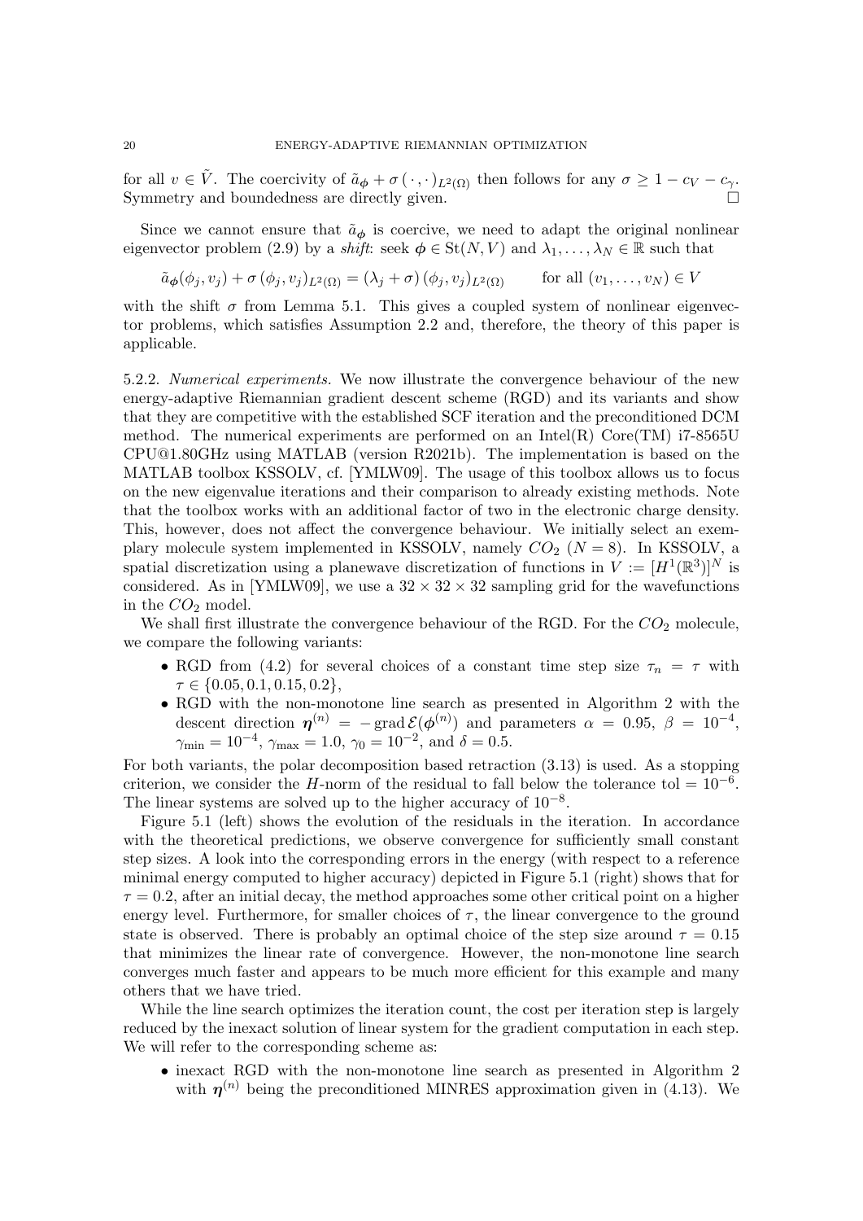for all $v \in \tilde{V}$. The coercivity of $\tilde{a}_{\boldsymbol{\phi}} + \sigma\,(\,\cdot\,,\cdot\,)_{L^2(\Omega)}$ then follows for any $\sigma \geq 1 - c_V - c_\gamma$. Symmetry and boundedness are directly given. $\square$

Since we cannot ensure that $\tilde{a}_{\boldsymbol{\phi}}$ is coercive, we need to adapt the original nonlinear eigenvector problem (2.9) by a *shift*: seek $\boldsymbol{\phi} \in \mathrm{St}(N, V)$ and $\lambda_1, \ldots, \lambda_N \in \mathbb{R}$ such that

$$\tilde{a}_{\boldsymbol{\phi}}(\phi_j, v_j) + \sigma\,(\phi_j, v_j)_{L^2(\Omega)} = (\lambda_j + \sigma)\,(\phi_j, v_j)_{L^2(\Omega)} \qquad \text{for all } (v_1, \ldots, v_N) \in V$$

with the shift $\sigma$ from Lemma 5.1. This gives a coupled system of nonlinear eigenvector problems, which satisfies Assumption 2.2 and, therefore, the theory of this paper is applicable.

5.2.2. *Numerical experiments.* We now illustrate the convergence behaviour of the new energy-adaptive Riemannian gradient descent scheme (RGD) and its variants and show that they are competitive with the established SCF iteration and the preconditioned DCM method. The numerical experiments are performed on an Intel(R) Core(TM) i7-8565U CPU@1.80GHz using MATLAB (version R2021b). The implementation is based on the MATLAB toolbox KSSOLV, cf. [YMLW09]. The usage of this toolbox allows us to focus on the new eigenvalue iterations and their comparison to already existing methods. Note that the toolbox works with an additional factor of two in the electronic charge density. This, however, does not affect the convergence behaviour. We initially select an exemplary molecule system implemented in KSSOLV, namely $CO_2$ ($N = 8$). In KSSOLV, a spatial discretization using a planewave discretization of functions in $V := [H^1(\mathbb{R}^3)]^N$ is considered. As in [YMLW09], we use a $32 \times 32 \times 32$ sampling grid for the wavefunctions in the $CO_2$ model.

We shall first illustrate the convergence behaviour of the RGD. For the $CO_2$ molecule, we compare the following variants:

- RGD from (4.2) for several choices of a constant time step size $\tau_n = \tau$ with $\tau \in \{0.05, 0.1, 0.15, 0.2\}$,
- RGD with the non-monotone line search as presented in Algorithm 2 with the descent direction $\boldsymbol{\eta}^{(n)} = -\operatorname{grad} \mathcal{E}(\boldsymbol{\phi}^{(n)})$ and parameters $\alpha = 0.95$, $\beta = 10^{-4}$, $\gamma_{\min} = 10^{-4}$, $\gamma_{\max} = 1.0$, $\gamma_0 = 10^{-2}$, and $\delta = 0.5$.

For both variants, the polar decomposition based retraction (3.13) is used. As a stopping criterion, we consider the $H$-norm of the residual to fall below the tolerance $\mathrm{tol} = 10^{-6}$. The linear systems are solved up to the higher accuracy of $10^{-8}$.

Figure 5.1 (left) shows the evolution of the residuals in the iteration. In accordance with the theoretical predictions, we observe convergence for sufficiently small constant step sizes. A look into the corresponding errors in the energy (with respect to a reference minimal energy computed to higher accuracy) depicted in Figure 5.1 (right) shows that for $\tau = 0.2$, after an initial decay, the method approaches some other critical point on a higher energy level. Furthermore, for smaller choices of $\tau$, the linear convergence to the ground state is observed. There is probably an optimal choice of the step size around $\tau = 0.15$ that minimizes the linear rate of convergence. However, the non-monotone line search converges much faster and appears to be much more efficient for this example and many others that we have tried.

While the line search optimizes the iteration count, the cost per iteration step is largely reduced by the inexact solution of linear system for the gradient computation in each step. We will refer to the corresponding scheme as:

- inexact RGD with the non-monotone line search as presented in Algorithm 2 with $\boldsymbol{\eta}^{(n)}$ being the preconditioned MINRES approximation given in (4.13). We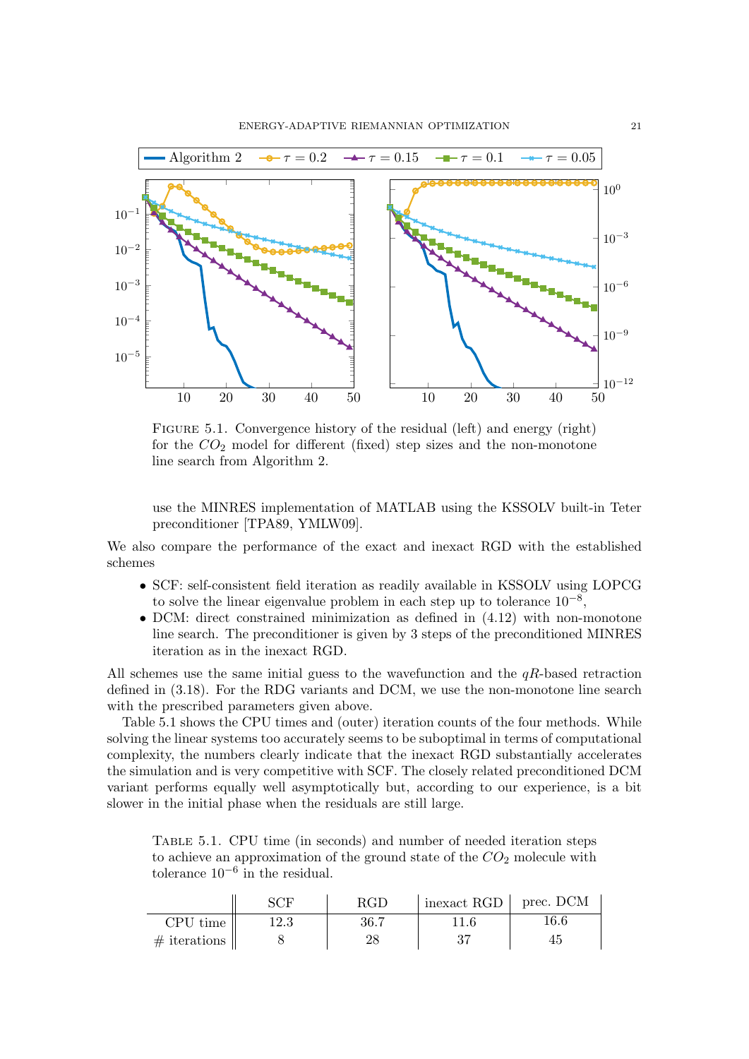Figure 5.1. Convergence history of the residual (left) and energy (right) for the $CO_2$ model for different (fixed) step sizes and the non-monotone line search from Algorithm 2.

use the MINRES implementation of MATLAB using the KSSOLV built-in Teter preconditioner [TPA89, YMLW09].

We also compare the performance of the exact and inexact RGD with the established schemes

- SCF: self-consistent field iteration as readily available in KSSOLV using LOPCG to solve the linear eigenvalue problem in each step up to tolerance $10^{-8}$,
- DCM: direct constrained minimization as defined in (4.12) with non-monotone line search. The preconditioner is given by 3 steps of the preconditioned MINRES iteration as in the inexact RGD.

All schemes use the same initial guess to the wavefunction and the $qR$-based retraction defined in (3.18). For the RDG variants and DCM, we use the non-monotone line search with the prescribed parameters given above.

Table 5.1 shows the CPU times and (outer) iteration counts of the four methods. While solving the linear systems too accurately seems to be suboptimal in terms of computational complexity, the numbers clearly indicate that the inexact RGD substantially accelerates the simulation and is very competitive with SCF. The closely related preconditioned DCM variant performs equally well asymptotically but, according to our experience, is a bit slower in the initial phase when the residuals are still large.

Table 5.1. CPU time (in seconds) and number of needed iteration steps to achieve an approximation of the ground state of the $CO_2$ molecule with tolerance $10^{-6}$ in the residual.

| | SCF | RGD | inexact RGD | prec. DCM |
|---|---|---|---|---|
| CPU time | 12.3 | 36.7 | 11.6 | 16.6 |
| # iterations | 8 | 28 | 37 | 45 |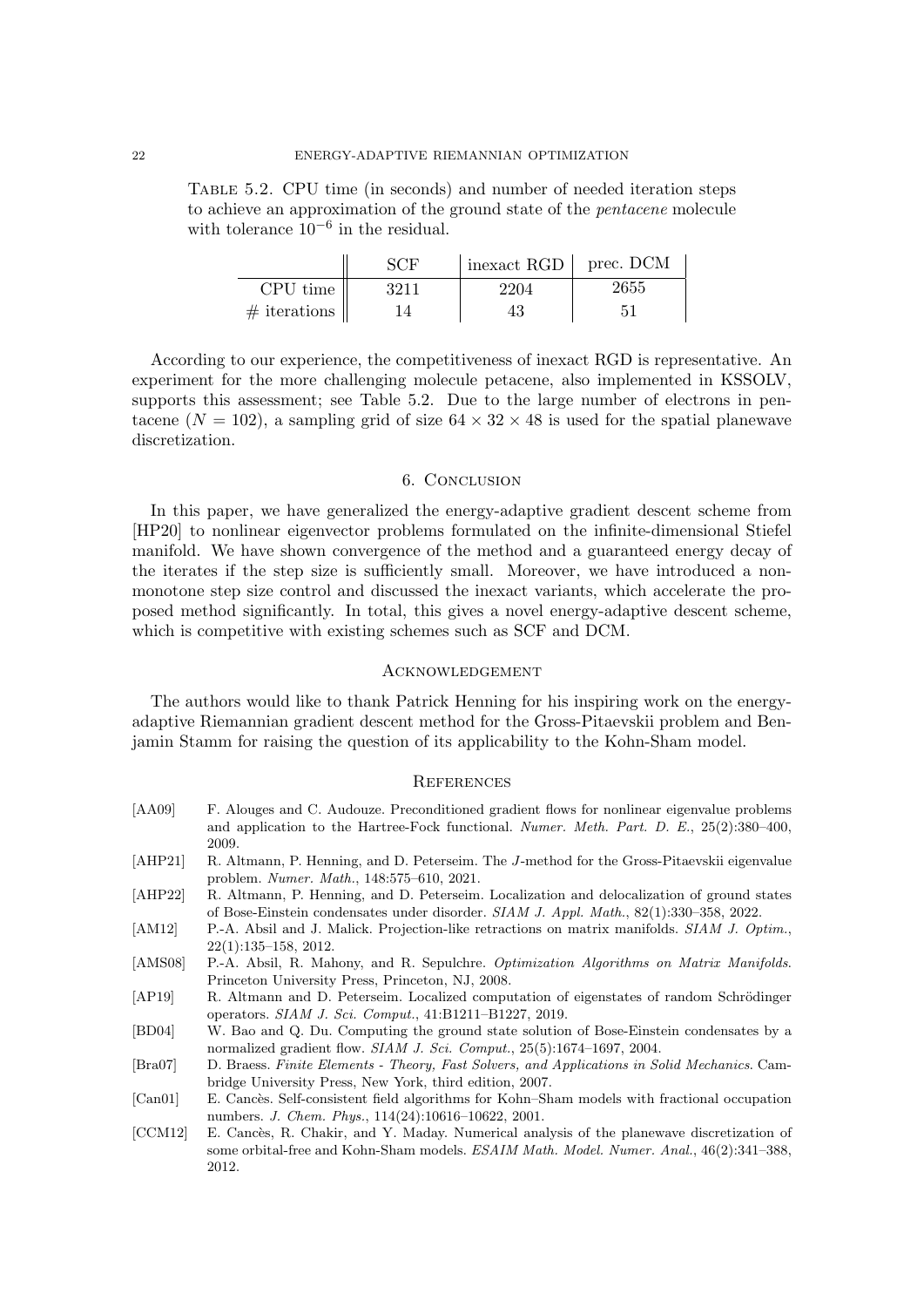Table 5.2. CPU time (in seconds) and number of needed iteration steps to achieve an approximation of the ground state of the *pentacene* molecule with tolerance $10^{-6}$ in the residual.

| | SCF | inexact RGD | prec. DCM |
|---|---|---|---|
| CPU time | 3211 | 2204 | 2655 |
| # iterations | 14 | 43 | 51 |

According to our experience, the competitiveness of inexact RGD is representative. An experiment for the more challenging molecule petacene, also implemented in KSSOLV, supports this assessment; see Table 5.2. Due to the large number of electrons in pentacene ($N = 102$), a sampling grid of size $64 \times 32 \times 48$ is used for the spatial planewave discretization.

## 6. Conclusion

In this paper, we have generalized the energy-adaptive gradient descent scheme from [HP20] to nonlinear eigenvector problems formulated on the infinite-dimensional Stiefel manifold. We have shown convergence of the method and a guaranteed energy decay of the iterates if the step size is sufficiently small. Moreover, we have introduced a non-monotone step size control and discussed the inexact variants, which accelerate the proposed method significantly. In total, this gives a novel energy-adaptive descent scheme, which is competitive with existing schemes such as SCF and DCM.

## Acknowledgement

The authors would like to thank Patrick Henning for his inspiring work on the energy-adaptive Riemannian gradient descent method for the Gross-Pitaevskii problem and Benjamin Stamm for raising the question of its applicability to the Kohn-Sham model.

## References

[AA09] F. Alouges and C. Audouze. Preconditioned gradient flows for nonlinear eigenvalue problems and application to the Hartree-Fock functional. *Numer. Meth. Part. D. E.*, 25(2):380–400, 2009.

[AHP21] R. Altmann, P. Henning, and D. Peterseim. The $J$-method for the Gross-Pitaevskii eigenvalue problem. *Numer. Math.*, 148:575–610, 2021.

[AHP22] R. Altmann, P. Henning, and D. Peterseim. Localization and delocalization of ground states of Bose-Einstein condensates under disorder. *SIAM J. Appl. Math.*, 82(1):330–358, 2022.

[AM12] P.-A. Absil and J. Malick. Projection-like retractions on matrix manifolds. *SIAM J. Optim.*, 22(1):135–158, 2012.

[AMS08] P.-A. Absil, R. Mahony, and R. Sepulchre. *Optimization Algorithms on Matrix Manifolds.* Princeton University Press, Princeton, NJ, 2008.

[AP19] R. Altmann and D. Peterseim. Localized computation of eigenstates of random Schrödinger operators. *SIAM J. Sci. Comput.*, 41:B1211–B1227, 2019.

[BD04] W. Bao and Q. Du. Computing the ground state solution of Bose-Einstein condensates by a normalized gradient flow. *SIAM J. Sci. Comput.*, 25(5):1674–1697, 2004.

[Bra07] D. Braess. *Finite Elements - Theory, Fast Solvers, and Applications in Solid Mechanics.* Cambridge University Press, New York, third edition, 2007.

[Can01] E. Cancès. Self-consistent field algorithms for Kohn–Sham models with fractional occupation numbers. *J. Chem. Phys.*, 114(24):10616–10622, 2001.

[CCM12] E. Cancès, R. Chakir, and Y. Maday. Numerical analysis of the planewave discretization of some orbital-free and Kohn-Sham models. *ESAIM Math. Model. Numer. Anal.*, 46(2):341–388, 2012.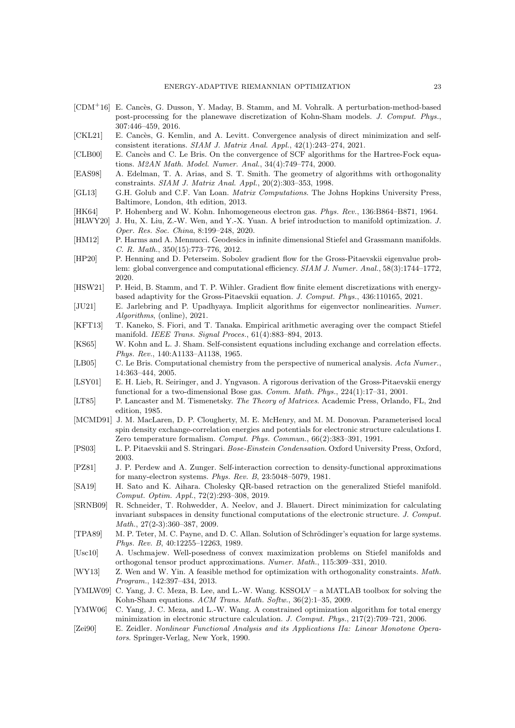[CDM+16] E. Cancès, G. Dusson, Y. Maday, B. Stamm, and M. Vohralk. A perturbation-method-based post-processing for the planewave discretization of Kohn-Sham models. *J. Comput. Phys.*, 307:446–459, 2016.

[CKL21] E. Cancès, G. Kemlin, and A. Levitt. Convergence analysis of direct minimization and self-consistent iterations. *SIAM J. Matrix Anal. Appl.*, 42(1):243–274, 2021.

[CLB00] E. Cancès and C. Le Bris. On the convergence of SCF algorithms for the Hartree-Fock equations. *M2AN Math. Model. Numer. Anal.*, 34(4):749–774, 2000.

[EAS98] A. Edelman, T. A. Arias, and S. T. Smith. The geometry of algorithms with orthogonality constraints. *SIAM J. Matrix Anal. Appl.*, 20(2):303–353, 1998.

[GL13] G.H. Golub and C.F. Van Loan. *Matrix Computations*. The Johns Hopkins University Press, Baltimore, London, 4th edition, 2013.

[HK64] P. Hohenberg and W. Kohn. Inhomogeneous electron gas. *Phys. Rev.*, 136:B864–B871, 1964.

[HLWY20] J. Hu, X. Liu, Z.-W. Wen, and Y.-X. Yuan. A brief introduction to manifold optimization. *J. Oper. Res. Soc. China*, 8:199–248, 2020.

[HM12] P. Harms and A. Mennucci. Geodesics in infinite dimensional Stiefel and Grassmann manifolds. *C. R. Math.*, 350(15):773–776, 2012.

[HP20] P. Henning and D. Peterseim. Sobolev gradient flow for the Gross-Pitaevskii eigenvalue problem: global convergence and computational efficiency. *SIAM J. Numer. Anal.*, 58(3):1744–1772, 2020.

[HSW21] P. Heid, B. Stamm, and T. P. Wihler. Gradient flow finite element discretizations with energy-based adaptivity for the Gross-Pitaevskii equation. *J. Comput. Phys.*, 436:110165, 2021.

[JU21] E. Jarlebring and P. Upadhyaya. Implicit algorithms for eigenvector nonlinearities. *Numer. Algorithms*, (online), 2021.

[KFT13] T. Kaneko, S. Fiori, and T. Tanaka. Empirical arithmetic averaging over the compact Stiefel manifold. *IEEE Trans. Signal Proces.*, 61(4):883–894, 2013.

[KS65] W. Kohn and L. J. Sham. Self-consistent equations including exchange and correlation effects. *Phys. Rev.*, 140:A1133–A1138, 1965.

[LB05] C. Le Bris. Computational chemistry from the perspective of numerical analysis. *Acta Numer.*, 14:363–444, 2005.

[LSY01] E. H. Lieb, R. Seiringer, and J. Yngvason. A rigorous derivation of the Gross-Pitaevskii energy functional for a two-dimensional Bose gas. *Comm. Math. Phys.*, 224(1):17–31, 2001.

[LT85] P. Lancaster and M. Tismenetsky. *The Theory of Matrices*. Academic Press, Orlando, FL, 2nd edition, 1985.

[MCMD91] J. M. MacLaren, D. P. Clougherty, M. E. McHenry, and M. M. Donovan. Parameterised local spin density exchange-correlation energies and potentials for electronic structure calculations I. Zero temperature formalism. *Comput. Phys. Commun.*, 66(2):383–391, 1991.

[PS03] L. P. Pitaevskii and S. Stringari. *Bose-Einstein Condensation*. Oxford University Press, Oxford, 2003.

[PZ81] J. P. Perdew and A. Zunger. Self-interaction correction to density-functional approximations for many-electron systems. *Phys. Rev. B*, 23:5048–5079, 1981.

[SA19] H. Sato and K. Aihara. Cholesky QR-based retraction on the generalized Stiefel manifold. *Comput. Optim. Appl.*, 72(2):293–308, 2019.

[SRNB09] R. Schneider, T. Rohwedder, A. Neelov, and J. Blauert. Direct minimization for calculating invariant subspaces in density functional computations of the electronic structure. *J. Comput. Math.*, 27(2-3):360–387, 2009.

[TPA89] M. P. Teter, M. C. Payne, and D. C. Allan. Solution of Schrödinger's equation for large systems. *Phys. Rev. B*, 40:12255–12263, 1989.

[Usc10] A. Uschmajew. Well-posedness of convex maximization problems on Stiefel manifolds and orthogonal tensor product approximations. *Numer. Math.*, 115:309–331, 2010.

[WY13] Z. Wen and W. Yin. A feasible method for optimization with orthogonality constraints. *Math. Program.*, 142:397–434, 2013.

[YMLW09] C. Yang, J. C. Meza, B. Lee, and L.-W. Wang. KSSOLV – a MATLAB toolbox for solving the Kohn-Sham equations. *ACM Trans. Math. Softw.*, 36(2):1–35, 2009.

[YMW06] C. Yang, J. C. Meza, and L.-W. Wang. A constrained optimization algorithm for total energy minimization in electronic structure calculation. *J. Comput. Phys.*, 217(2):709–721, 2006.

[Zei90] E. Zeidler. *Nonlinear Functional Analysis and its Applications IIa: Linear Monotone Operators*. Springer-Verlag, New York, 1990.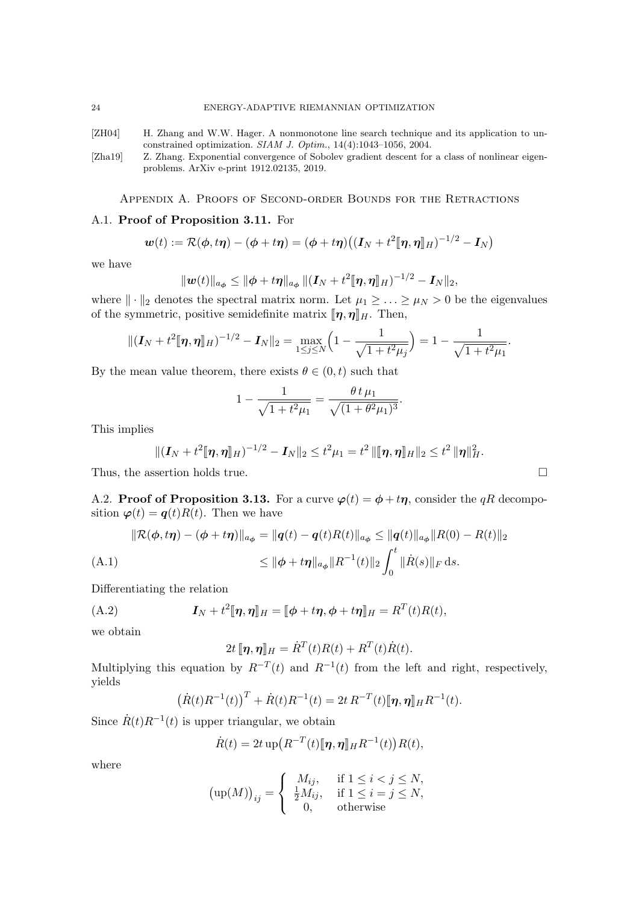[ZH04] H. Zhang and W.W. Hager. A nonmonotone line search technique and its application to unconstrained optimization. *SIAM J. Optim.*, 14(4):1043–1056, 2004.

[Zha19] Z. Zhang. Exponential convergence of Sobolev gradient descent for a class of nonlinear eigenproblems. ArXiv e-print 1912.02135, 2019.

## Appendix A. Proofs of Second-order Bounds for the Retractions

### A.1. Proof of Proposition 3.11.

For

$$\boldsymbol{w}(t) := \mathcal{R}(\boldsymbol{\phi}, t\boldsymbol{\eta}) - (\boldsymbol{\phi} + t\boldsymbol{\eta}) = (\boldsymbol{\phi} + t\boldsymbol{\eta})\big((\boldsymbol{I}_N + t^2[\![\boldsymbol{\eta}, \boldsymbol{\eta}]\!]_H)^{-1/2} - \boldsymbol{I}_N\big)$$

we have

$$\|\boldsymbol{w}(t)\|_{a_{\boldsymbol{\phi}}} \leq \|\boldsymbol{\phi} + t\boldsymbol{\eta}\|_{a_{\boldsymbol{\phi}}} \, \|(\boldsymbol{I}_N + t^2[\![\boldsymbol{\eta}, \boldsymbol{\eta}]\!]_H)^{-1/2} - \boldsymbol{I}_N\|_2,$$

where $\|\cdot\|_2$ denotes the spectral matrix norm. Let $\mu_1 \geq \ldots \geq \mu_N > 0$ be the eigenvalues of the symmetric, positive semidefinite matrix $[\![\boldsymbol{\eta}, \boldsymbol{\eta}]\!]_H$. Then,

$$\|(\boldsymbol{I}_N + t^2[\![\boldsymbol{\eta}, \boldsymbol{\eta}]\!]_H)^{-1/2} - \boldsymbol{I}_N\|_2 = \max_{1\leq j\leq N}\Big(1 - \frac{1}{\sqrt{1+t^2\mu_j}}\Big) = 1 - \frac{1}{\sqrt{1+t^2\mu_1}}.$$

By the mean value theorem, there exists $\theta \in (0, t)$ such that

$$1 - \frac{1}{\sqrt{1+t^2\mu_1}} = \frac{\theta\, t\, \mu_1}{\sqrt{(1+\theta^2\mu_1)^3}}.$$

This implies

$$\|(\boldsymbol{I}_N + t^2[\![\boldsymbol{\eta}, \boldsymbol{\eta}]\!]_H)^{-1/2} - \boldsymbol{I}_N\|_2 \leq t^2\mu_1 = t^2\, \|[\![\boldsymbol{\eta}, \boldsymbol{\eta}]\!]_H\|_2 \leq t^2\, \|\boldsymbol{\eta}\|_H^2.$$

Thus, the assertion holds true. □

### A.2. Proof of Proposition 3.13.

For a curve $\boldsymbol{\varphi}(t) = \boldsymbol{\phi} + t\boldsymbol{\eta}$, consider the $qR$ decomposition $\boldsymbol{\varphi}(t) = \boldsymbol{q}(t)R(t)$. Then we have

$$\begin{aligned}\|\mathcal{R}(\boldsymbol{\phi}, t\boldsymbol{\eta}) - (\boldsymbol{\phi} + t\boldsymbol{\eta})\|_{a_{\boldsymbol{\phi}}} &= \|\boldsymbol{q}(t) - \boldsymbol{q}(t)R(t)\|_{a_{\boldsymbol{\phi}}} \leq \|\boldsymbol{q}(t)\|_{a_{\boldsymbol{\phi}}}\|R(0) - R(t)\|_2 \\ &\leq \|\boldsymbol{\phi} + t\boldsymbol{\eta}\|_{a_{\boldsymbol{\phi}}}\|R^{-1}(t)\|_2 \int_0^t \|\dot{R}(s)\|_F \,\mathrm{d}s. \end{aligned} \tag{A.1}$$

Differentiating the relation

$$\boldsymbol{I}_N + t^2[\![\boldsymbol{\eta}, \boldsymbol{\eta}]\!]_H = [\![\boldsymbol{\phi} + t\boldsymbol{\eta}, \boldsymbol{\phi} + t\boldsymbol{\eta}]\!]_H = R^T(t)R(t), \tag{A.2}$$

we obtain

$$2t\,[\![\boldsymbol{\eta}, \boldsymbol{\eta}]\!]_H = \dot{R}^T(t)R(t) + R^T(t)\dot{R}(t).$$

Multiplying this equation by $R^{-T}(t)$ and $R^{-1}(t)$ from the left and right, respectively, yields

$$\big(\dot{R}(t)R^{-1}(t)\big)^T + \dot{R}(t)R^{-1}(t) = 2t\, R^{-T}(t)[\![\boldsymbol{\eta}, \boldsymbol{\eta}]\!]_H R^{-1}(t).$$

Since $\dot{R}(t)R^{-1}(t)$ is upper triangular, we obtain

$$\dot{R}(t) = 2t\,\mathrm{up}\big(R^{-T}(t)[\![\boldsymbol{\eta}, \boldsymbol{\eta}]\!]_H R^{-1}(t)\big)R(t),$$

where

$$\big(\mathrm{up}(M)\big)_{ij} = \begin{cases} M_{ij}, & \text{if } 1 \leq i < j \leq N, \\ \frac{1}{2}M_{ij}, & \text{if } 1 \leq i = j \leq N, \\ 0, & \text{otherwise} \end{cases}$$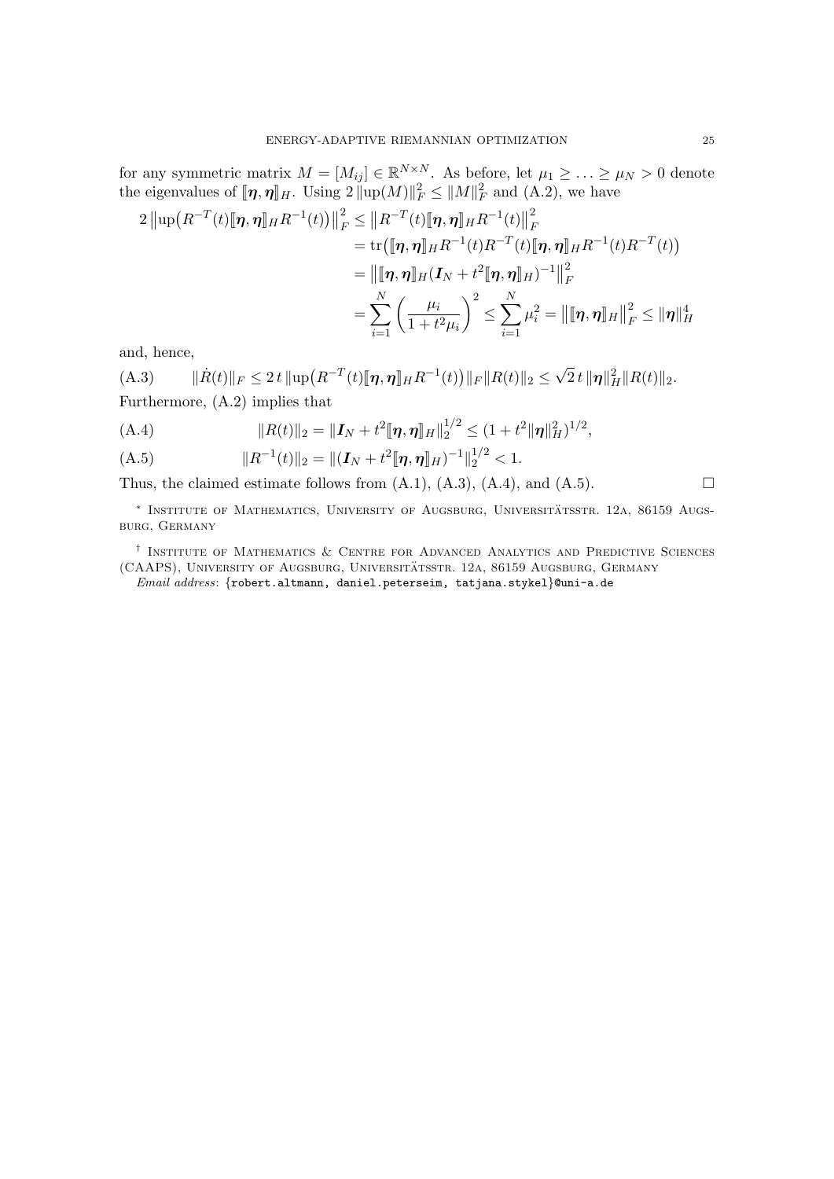for any symmetric matrix $M = [M_{ij}] \in \mathbb{R}^{N\times N}$. As before, let $\mu_1 \geq \ldots \geq \mu_N > 0$ denote the eigenvalues of $[\![\boldsymbol{\eta},\boldsymbol{\eta}]\!]_H$. Using $2\,\|\mathrm{up}(M)\|_F^2 \leq \|M\|_F^2$ and (A.2), we have

$$
\begin{aligned}
2\,\big\|\mathrm{up}\big(R^{-T}(t)[\![\boldsymbol{\eta},\boldsymbol{\eta}]\!]_H R^{-1}(t)\big)\big\|_F^2 &\leq \big\|R^{-T}(t)[\![\boldsymbol{\eta},\boldsymbol{\eta}]\!]_H R^{-1}(t)\big\|_F^2 \\
&= \mathrm{tr}\big([\![\boldsymbol{\eta},\boldsymbol{\eta}]\!]_H R^{-1}(t)R^{-T}(t)[\![\boldsymbol{\eta},\boldsymbol{\eta}]\!]_H R^{-1}(t)R^{-T}(t)\big) \\
&= \big\|[\![\boldsymbol{\eta},\boldsymbol{\eta}]\!]_H(\boldsymbol{I}_N + t^2[\![\boldsymbol{\eta},\boldsymbol{\eta}]\!]_H)^{-1}\big\|_F^2 \\
&= \sum_{i=1}^N \left(\frac{\mu_i}{1+t^2\mu_i}\right)^2 \leq \sum_{i=1}^N \mu_i^2 = \big\|[\![\boldsymbol{\eta},\boldsymbol{\eta}]\!]_H\big\|_F^2 \leq \|\boldsymbol{\eta}\|_H^4
\end{aligned}
$$

and, hence,

$$
\|\dot{R}(t)\|_F \leq 2\,t\,\|\mathrm{up}\big(R^{-T}(t)[\![\boldsymbol{\eta},\boldsymbol{\eta}]\!]_H R^{-1}(t)\big)\|_F\|R(t)\|_2 \leq \sqrt{2}\,t\,\|\boldsymbol{\eta}\|_H^2\|R(t)\|_2. \tag{A.3}
$$

Furthermore, (A.2) implies that

$$
\|R(t)\|_2 = \|\boldsymbol{I}_N + t^2[\![\boldsymbol{\eta},\boldsymbol{\eta}]\!]_H\|_2^{1/2} \leq (1+t^2\|\boldsymbol{\eta}\|_H^2)^{1/2}, \tag{A.4}
$$

$$
\|R^{-1}(t)\|_2 = \|(\boldsymbol{I}_N + t^2[\![\boldsymbol{\eta},\boldsymbol{\eta}]\!]_H)^{-1}\|_2^{1/2} < 1. \tag{A.5}
$$

Thus, the claimed estimate follows from (A.1), (A.3), (A.4), and (A.5). □

[*] Institute of Mathematics, University of Augsburg, Universitätsstr. 12a, 86159 Augsburg, Germany

[†] Institute of Mathematics & Centre for Advanced Analytics and Predictive Sciences (CAAPS), University of Augsburg, Universitätsstr. 12a, 86159 Augsburg, Germany

*Email address*: {robert.altmann, daniel.peterseim, tatjana.stykel}@uni-a.de